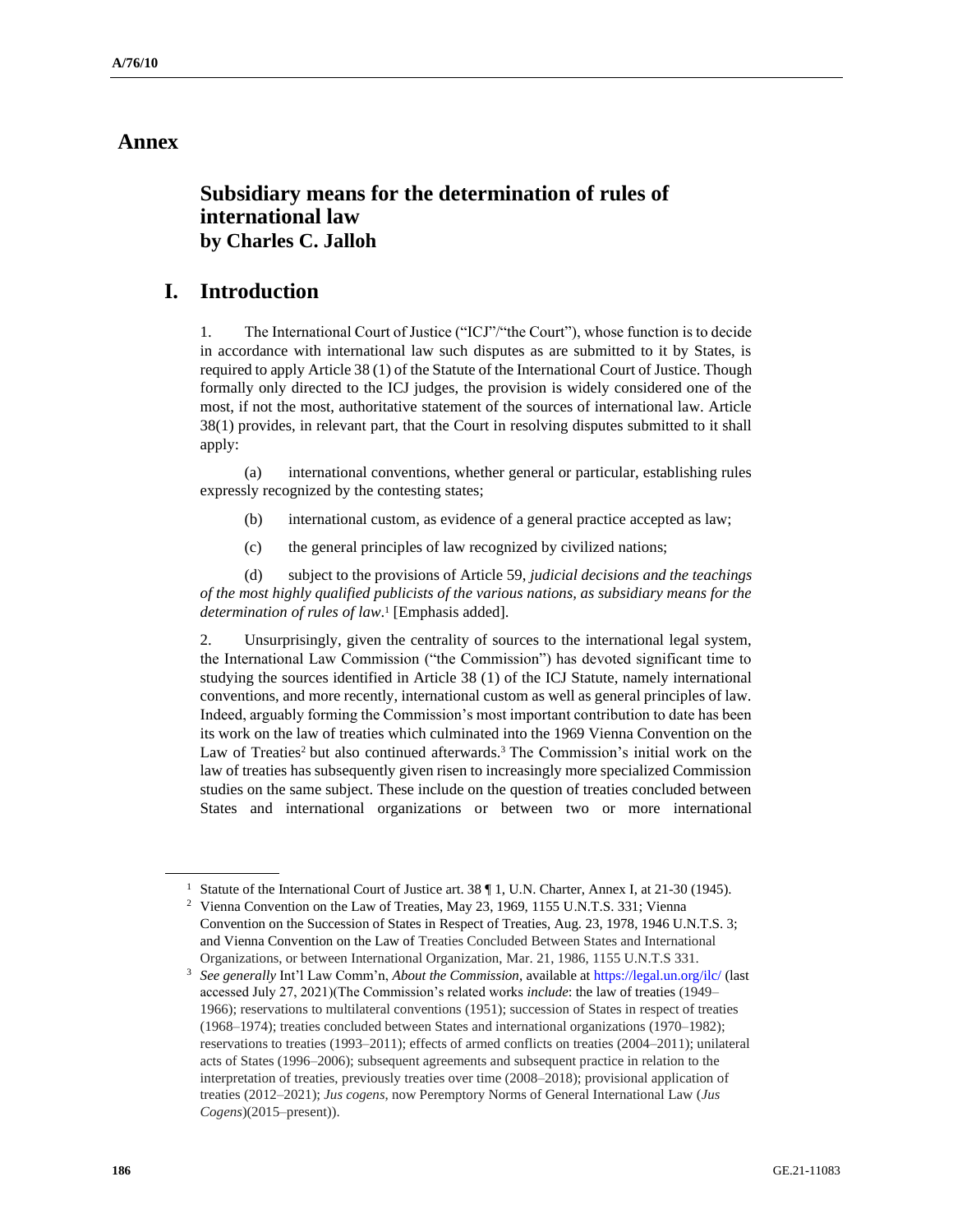# Annex

## Subsidiary means for the determination of rules of international law by Charles C. Jalloh

## I. Introduction

1. The International Court of Justice ("ICJ"/"the Court"), whose function is to decide in accordance with international law such disputes as are submitted to it by States, is required to apply Article 38 (1) of the Statute of the International Court of Justice. Though formally only directed to the ICJ judges, the provision is widely considered one of the most, if not the most, authoritative statement of the sources of international law. Article 38(1) provides, in relevant part, that the Court in resolving disputes submitted to it shall apply:

(a) international conventions, whether general or particular, establishing rules expressly recognized by the contesting states;

(b) international custom, as evidence of a general practice accepted as law;

(c) the general principles of law recognized by civilized nations;

(d) subject to the provisions of Article 59, *judicial decisions and the teachings of the most highly qualified publicists of the various nations, as subsidiary means for the determination of rules of law*.[1] [Emphasis added].

2. Unsurprisingly, given the centrality of sources to the international legal system, the International Law Commission ("the Commission") has devoted significant time to studying the sources identified in Article 38 (1) of the ICJ Statute, namely international conventions, and more recently, international custom as well as general principles of law. Indeed, arguably forming the Commission's most important contribution to date has been its work on the law of treaties which culminated into the 1969 Vienna Convention on the Law of Treaties[2] but also continued afterwards.[3] The Commission's initial work on the law of treaties has subsequently given risen to increasingly more specialized Commission studies on the same subject. These include on the question of treaties concluded between States and international organizations or between two or more international

---

[1] Statute of the International Court of Justice art. 38 ¶ 1, U.N. Charter, Annex I, at 21-30 (1945).

[2] Vienna Convention on the Law of Treaties, May 23, 1969, 1155 U.N.T.S. 331; Vienna Convention on the Succession of States in Respect of Treaties, Aug. 23, 1978, 1946 U.N.T.S. 3; and Vienna Convention on the Law of Treaties Concluded Between States and International Organizations, or between International Organization, Mar. 21, 1986, 1155 U.N.T.S 331.

[3] *See generally* Int'l Law Comm'n, *About the Commission*, available at https://legal.un.org/ilc/ (last accessed July 27, 2021)(The Commission's related works *include*: the law of treaties (1949–1966); reservations to multilateral conventions (1951); succession of States in respect of treaties (1968–1974); treaties concluded between States and international organizations (1970–1982); reservations to treaties (1993–2011); effects of armed conflicts on treaties (2004–2011); unilateral acts of States (1996–2006); subsequent agreements and subsequent practice in relation to the interpretation of treaties, previously treaties over time (2008–2018); provisional application of treaties (2012–2021); *Jus cogens,* now Peremptory Norms of General International Law (*Jus Cogens*)(2015–present)).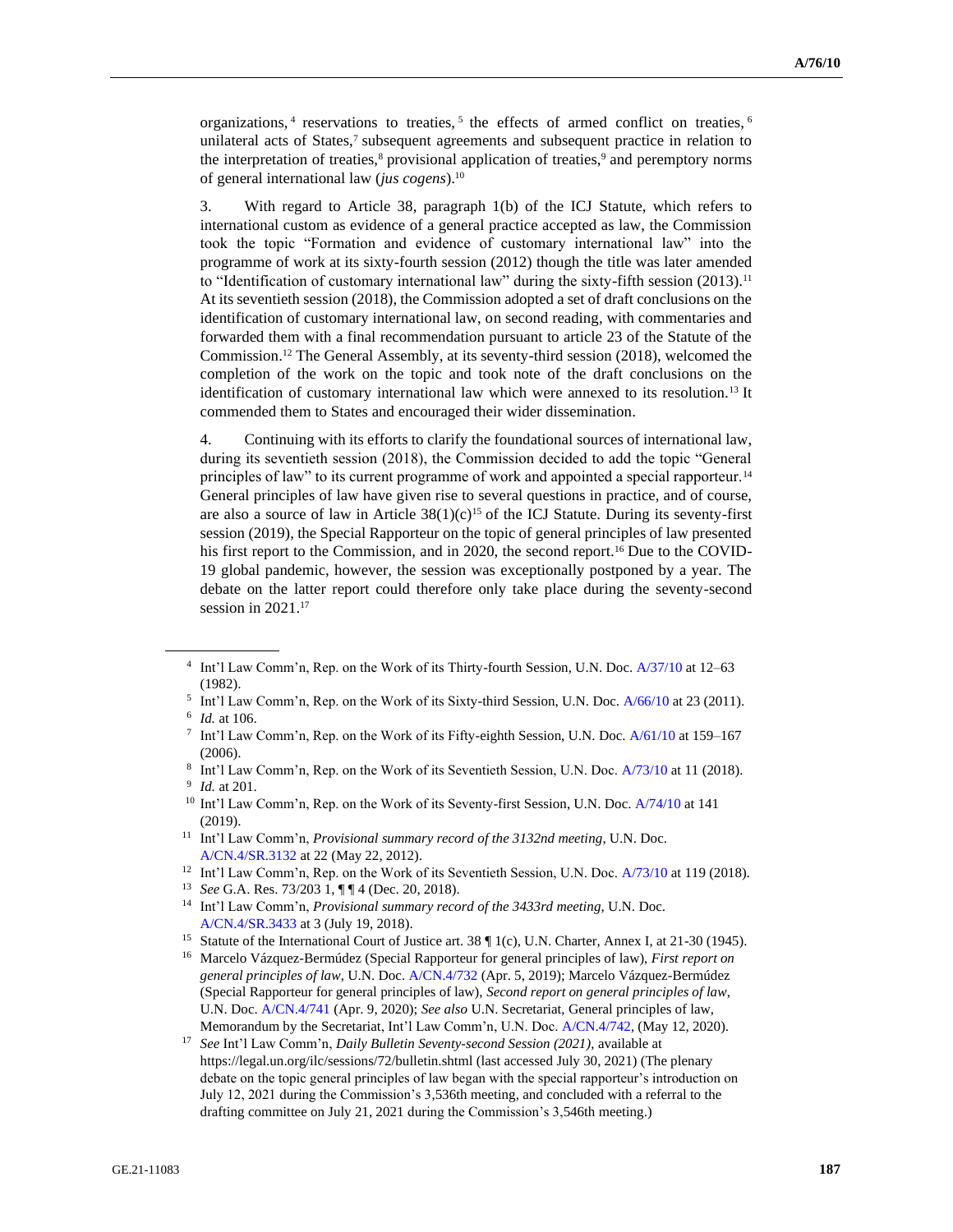organizations,[4] reservations to treaties,[5] the effects of armed conflict on treaties,[6] unilateral acts of States,[7] subsequent agreements and subsequent practice in relation to the interpretation of treaties,[8] provisional application of treaties,[9] and peremptory norms of general international law (*jus cogens*).[10]

3. With regard to Article 38, paragraph 1(b) of the ICJ Statute, which refers to international custom as evidence of a general practice accepted as law, the Commission took the topic "Formation and evidence of customary international law" into the programme of work at its sixty-fourth session (2012) though the title was later amended to "Identification of customary international law" during the sixty-fifth session (2013).[11] At its seventieth session (2018), the Commission adopted a set of draft conclusions on the identification of customary international law, on second reading, with commentaries and forwarded them with a final recommendation pursuant to article 23 of the Statute of the Commission.[12] The General Assembly, at its seventy-third session (2018), welcomed the completion of the work on the topic and took note of the draft conclusions on the identification of customary international law which were annexed to its resolution.[13] It commended them to States and encouraged their wider dissemination.

4. Continuing with its efforts to clarify the foundational sources of international law, during its seventieth session (2018), the Commission decided to add the topic "General principles of law" to its current programme of work and appointed a special rapporteur.[14] General principles of law have given rise to several questions in practice, and of course, are also a source of law in Article 38(1)(c)[15] of the ICJ Statute. During its seventy-first session (2019), the Special Rapporteur on the topic of general principles of law presented his first report to the Commission, and in 2020, the second report.[16] Due to the COVID-19 global pandemic, however, the session was exceptionally postponed by a year. The debate on the latter report could therefore only take place during the seventy-second session in 2021.[17]

---

[4] Int'l Law Comm'n, Rep. on the Work of its Thirty-fourth Session, U.N. Doc. A/37/10 at 12–63 (1982).

[5] Int'l Law Comm'n, Rep. on the Work of its Sixty-third Session, U.N. Doc. A/66/10 at 23 (2011).

[6] *Id.* at 106.

[7] Int'l Law Comm'n, Rep. on the Work of its Fifty-eighth Session, U.N. Doc. A/61/10 at 159–167 (2006).

[8] Int'l Law Comm'n, Rep. on the Work of its Seventieth Session, U.N. Doc. A/73/10 at 11 (2018).

[9] *Id.* at 201.

[10] Int'l Law Comm'n, Rep. on the Work of its Seventy-first Session, U.N. Doc. A/74/10 at 141 (2019).

[11] Int'l Law Comm'n, *Provisional summary record of the 3132nd meeting*, U.N. Doc. A/CN.4/SR.3132 at 22 (May 22, 2012).

[12] Int'l Law Comm'n, Rep. on the Work of its Seventieth Session, U.N. Doc. A/73/10 at 119 (2018).

[13] *See* G.A. Res. 73/203 1, ¶ ¶ 4 (Dec. 20, 2018).

[14] Int'l Law Comm'n, *Provisional summary record of the 3433rd meeting*, U.N. Doc. A/CN.4/SR.3433 at 3 (July 19, 2018).

[15] Statute of the International Court of Justice art. 38 ¶ 1(c), U.N. Charter, Annex I, at 21-30 (1945).

[16] Marcelo Vázquez-Bermúdez (Special Rapporteur for general principles of law), *First report on general principles of law*, U.N. Doc. A/CN.4/732 (Apr. 5, 2019); Marcelo Vázquez-Bermúdez (Special Rapporteur for general principles of law), *Second report on general principles of law*, U.N. Doc. A/CN.4/741 (Apr. 9, 2020); *See also* U.N. Secretariat, General principles of law, Memorandum by the Secretariat, Int'l Law Comm'n, U.N. Doc. A/CN.4/742, (May 12, 2020).

[17] *See* Int'l Law Comm'n, *Daily Bulletin Seventy-second Session (2021)*, available at https://legal.un.org/ilc/sessions/72/bulletin.shtml (last accessed July 30, 2021) (The plenary debate on the topic general principles of law began with the special rapporteur's introduction on July 12, 2021 during the Commission's 3,536th meeting, and concluded with a referral to the drafting committee on July 21, 2021 during the Commission's 3,546th meeting.)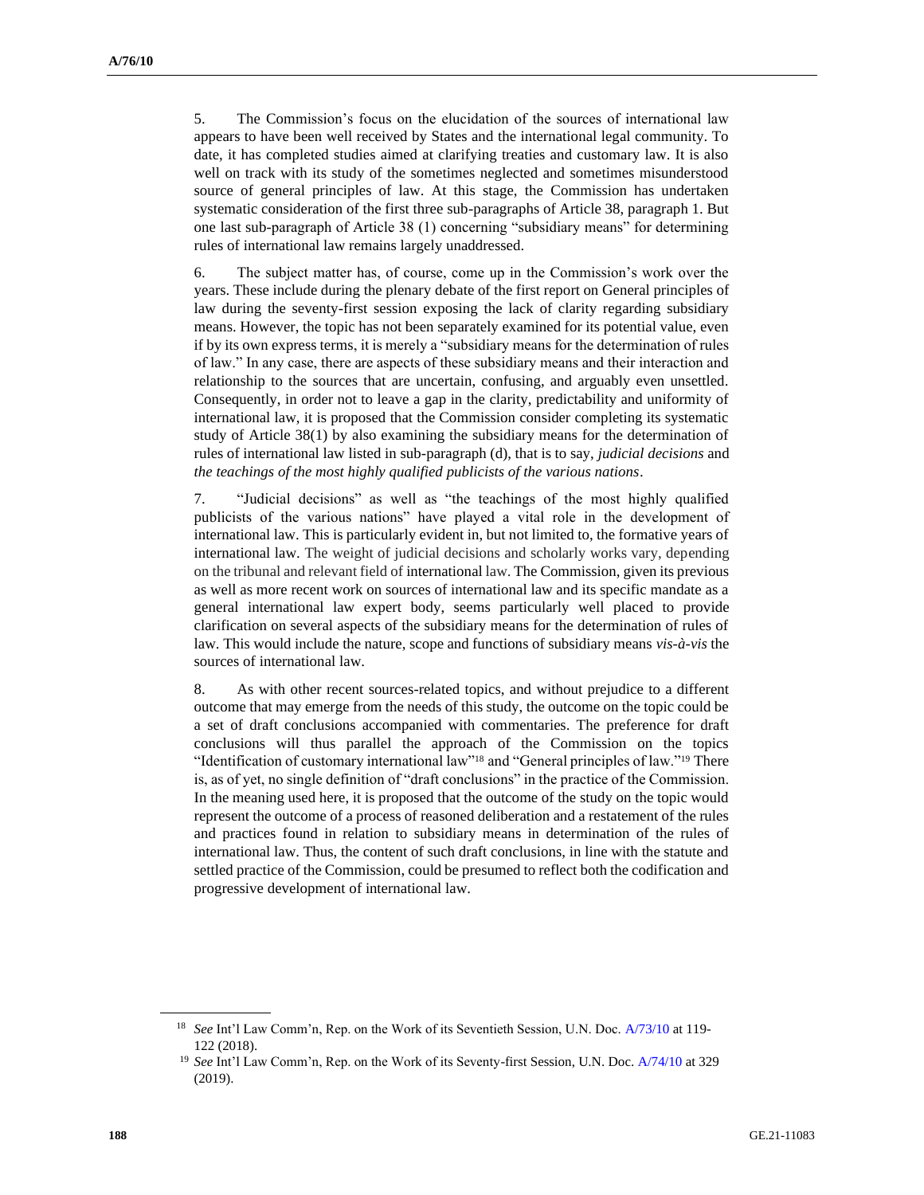5. The Commission's focus on the elucidation of the sources of international law appears to have been well received by States and the international legal community. To date, it has completed studies aimed at clarifying treaties and customary law. It is also well on track with its study of the sometimes neglected and sometimes misunderstood source of general principles of law. At this stage, the Commission has undertaken systematic consideration of the first three sub-paragraphs of Article 38, paragraph 1. But one last sub-paragraph of Article 38 (1) concerning "subsidiary means" for determining rules of international law remains largely unaddressed.

6. The subject matter has, of course, come up in the Commission's work over the years. These include during the plenary debate of the first report on General principles of law during the seventy-first session exposing the lack of clarity regarding subsidiary means. However, the topic has not been separately examined for its potential value, even if by its own express terms, it is merely a "subsidiary means for the determination of rules of law." In any case, there are aspects of these subsidiary means and their interaction and relationship to the sources that are uncertain, confusing, and arguably even unsettled. Consequently, in order not to leave a gap in the clarity, predictability and uniformity of international law, it is proposed that the Commission consider completing its systematic study of Article 38(1) by also examining the subsidiary means for the determination of rules of international law listed in sub-paragraph (d), that is to say, *judicial decisions* and *the teachings of the most highly qualified publicists of the various nations*.

7. "Judicial decisions" as well as "the teachings of the most highly qualified publicists of the various nations" have played a vital role in the development of international law. This is particularly evident in, but not limited to, the formative years of international law. The weight of judicial decisions and scholarly works vary, depending on the tribunal and relevant field of international law. The Commission, given its previous as well as more recent work on sources of international law and its specific mandate as a general international law expert body, seems particularly well placed to provide clarification on several aspects of the subsidiary means for the determination of rules of law. This would include the nature, scope and functions of subsidiary means *vis-à-vis* the sources of international law.

8. As with other recent sources-related topics, and without prejudice to a different outcome that may emerge from the needs of this study, the outcome on the topic could be a set of draft conclusions accompanied with commentaries. The preference for draft conclusions will thus parallel the approach of the Commission on the topics "Identification of customary international law"[18] and "General principles of law."[19] There is, as of yet, no single definition of "draft conclusions" in the practice of the Commission. In the meaning used here, it is proposed that the outcome of the study on the topic would represent the outcome of a process of reasoned deliberation and a restatement of the rules and practices found in relation to subsidiary means in determination of the rules of international law. Thus, the content of such draft conclusions, in line with the statute and settled practice of the Commission, could be presumed to reflect both the codification and progressive development of international law.

---

[18] *See* Int'l Law Comm'n, Rep. on the Work of its Seventieth Session, U.N. Doc. A/73/10 at 119-122 (2018).

[19] *See* Int'l Law Comm'n, Rep. on the Work of its Seventy-first Session, U.N. Doc. A/74/10 at 329 (2019).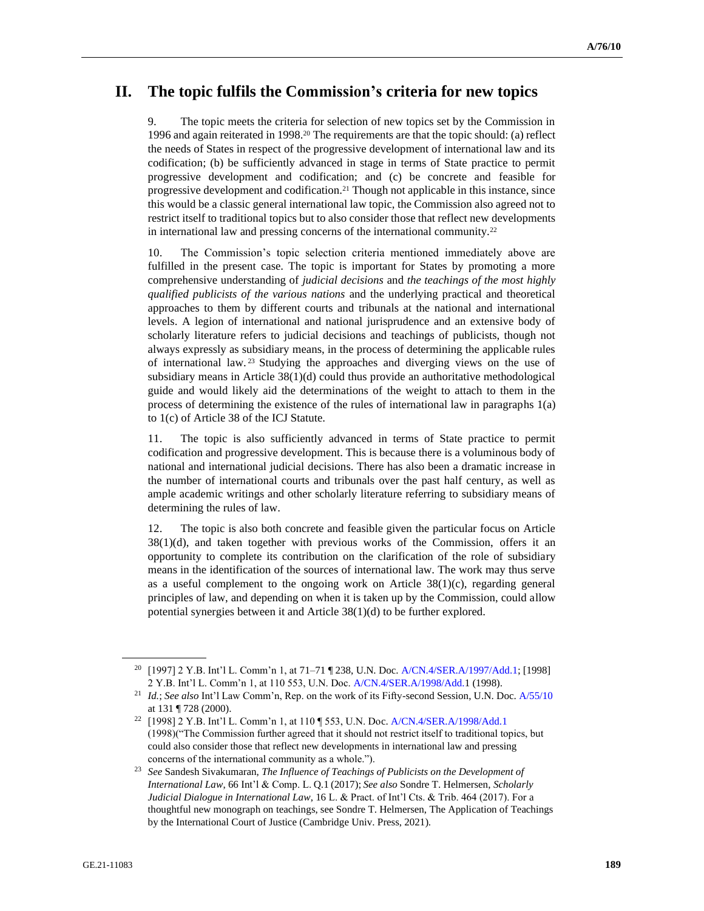## II. The topic fulfils the Commission's criteria for new topics

9. The topic meets the criteria for selection of new topics set by the Commission in 1996 and again reiterated in 1998.[20] The requirements are that the topic should: (a) reflect the needs of States in respect of the progressive development of international law and its codification; (b) be sufficiently advanced in stage in terms of State practice to permit progressive development and codification; and (c) be concrete and feasible for progressive development and codification.[21] Though not applicable in this instance, since this would be a classic general international law topic, the Commission also agreed not to restrict itself to traditional topics but to also consider those that reflect new developments in international law and pressing concerns of the international community.[22]

10. The Commission's topic selection criteria mentioned immediately above are fulfilled in the present case. The topic is important for States by promoting a more comprehensive understanding of *judicial decisions* and *the teachings of the most highly qualified publicists of the various nations* and the underlying practical and theoretical approaches to them by different courts and tribunals at the national and international levels. A legion of international and national jurisprudence and an extensive body of scholarly literature refers to judicial decisions and teachings of publicists, though not always expressly as subsidiary means, in the process of determining the applicable rules of international law.[23] Studying the approaches and diverging views on the use of subsidiary means in Article 38(1)(d) could thus provide an authoritative methodological guide and would likely aid the determinations of the weight to attach to them in the process of determining the existence of the rules of international law in paragraphs 1(a) to 1(c) of Article 38 of the ICJ Statute.

11. The topic is also sufficiently advanced in terms of State practice to permit codification and progressive development. This is because there is a voluminous body of national and international judicial decisions. There has also been a dramatic increase in the number of international courts and tribunals over the past half century, as well as ample academic writings and other scholarly literature referring to subsidiary means of determining the rules of law.

12. The topic is also both concrete and feasible given the particular focus on Article 38(1)(d), and taken together with previous works of the Commission, offers it an opportunity to complete its contribution on the clarification of the role of subsidiary means in the identification of the sources of international law. The work may thus serve as a useful complement to the ongoing work on Article 38(1)(c), regarding general principles of law, and depending on when it is taken up by the Commission, could allow potential synergies between it and Article 38(1)(d) to be further explored.

---

[20] [1997] 2 Y.B. Int'l L. Comm'n 1, at 71–71 ¶ 238, U.N. Doc. A/CN.4/SER.A/1997/Add.1; [1998] 2 Y.B. Int'l L. Comm'n 1, at 110 553, U.N. Doc. A/CN.4/SER.A/1998/Add.1 (1998).

[21] *Id.*; *See also* Int'l Law Comm'n, Rep. on the work of its Fifty-second Session, U.N. Doc. A/55/10 at 131 ¶ 728 (2000).

[22] [1998] 2 Y.B. Int'l L. Comm'n 1, at 110 ¶ 553, U.N. Doc. A/CN.4/SER.A/1998/Add.1 (1998)("The Commission further agreed that it should not restrict itself to traditional topics, but could also consider those that reflect new developments in international law and pressing concerns of the international community as a whole.").

[23] *See* Sandesh Sivakumaran, *The Influence of Teachings of Publicists on the Development of International Law*, 66 Int'l & Comp. L. Q.1 (2017); *See also* Sondre T. Helmersen, *Scholarly Judicial Dialogue in International Law*, 16 L. & Pract. of Int'l Cts. & Trib. 464 (2017). For a thoughtful new monograph on teachings, see Sondre T. Helmersen, The Application of Teachings by the International Court of Justice (Cambridge Univ. Press, 2021).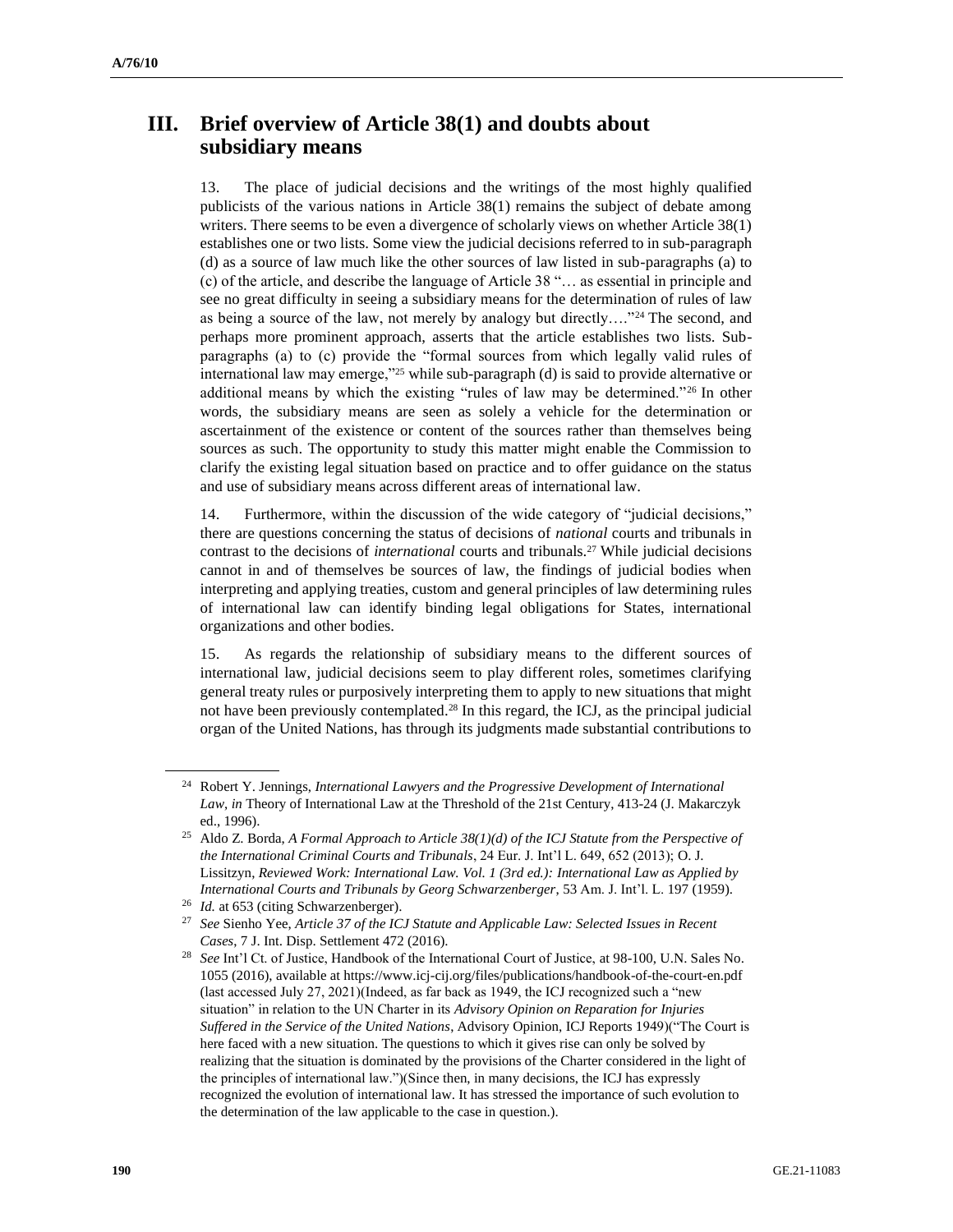## III. Brief overview of Article 38(1) and doubts about subsidiary means

13. The place of judicial decisions and the writings of the most highly qualified publicists of the various nations in Article 38(1) remains the subject of debate among writers. There seems to be even a divergence of scholarly views on whether Article 38(1) establishes one or two lists. Some view the judicial decisions referred to in sub-paragraph (d) as a source of law much like the other sources of law listed in sub-paragraphs (a) to (c) of the article, and describe the language of Article 38 "… as essential in principle and see no great difficulty in seeing a subsidiary means for the determination of rules of law as being a source of the law, not merely by analogy but directly…."[24] The second, and perhaps more prominent approach, asserts that the article establishes two lists. Sub-paragraphs (a) to (c) provide the "formal sources from which legally valid rules of international law may emerge,"[25] while sub-paragraph (d) is said to provide alternative or additional means by which the existing "rules of law may be determined."[26] In other words, the subsidiary means are seen as solely a vehicle for the determination or ascertainment of the existence or content of the sources rather than themselves being sources as such. The opportunity to study this matter might enable the Commission to clarify the existing legal situation based on practice and to offer guidance on the status and use of subsidiary means across different areas of international law.

14. Furthermore, within the discussion of the wide category of "judicial decisions," there are questions concerning the status of decisions of *national* courts and tribunals in contrast to the decisions of *international* courts and tribunals.[27] While judicial decisions cannot in and of themselves be sources of law, the findings of judicial bodies when interpreting and applying treaties, custom and general principles of law determining rules of international law can identify binding legal obligations for States, international organizations and other bodies.

15. As regards the relationship of subsidiary means to the different sources of international law, judicial decisions seem to play different roles, sometimes clarifying general treaty rules or purposively interpreting them to apply to new situations that might not have been previously contemplated.[28] In this regard, the ICJ, as the principal judicial organ of the United Nations, has through its judgments made substantial contributions to

---

[24] Robert Y. Jennings, *International Lawyers and the Progressive Development of International Law*, *in* Theory of International Law at the Threshold of the 21st Century, 413-24 (J. Makarczyk ed., 1996).

[25] Aldo Z. Borda, *A Formal Approach to Article 38(1)(d) of the ICJ Statute from the Perspective of the International Criminal Courts and Tribunals*, 24 Eur. J. Int'l L. 649, 652 (2013); O. J. Lissitzyn, *Reviewed Work: International Law. Vol. 1 (3rd ed.): International Law as Applied by International Courts and Tribunals by Georg Schwarzenberger*, 53 Am. J. Int'l. L. 197 (1959).

[26] *Id.* at 653 (citing Schwarzenberger).

[27] *See* Sienho Yee, *Article 37 of the ICJ Statute and Applicable Law: Selected Issues in Recent Cases*, 7 J. Int. Disp. Settlement 472 (2016).

[28] *See* Int'l Ct. of Justice, Handbook of the International Court of Justice, at 98-100, U.N. Sales No. 1055 (2016), available at https://www.icj-cij.org/files/publications/handbook-of-the-court-en.pdf (last accessed July 27, 2021)(Indeed, as far back as 1949, the ICJ recognized such a "new situation" in relation to the UN Charter in its *Advisory Opinion on Reparation for Injuries Suffered in the Service of the United Nations*, Advisory Opinion, ICJ Reports 1949)("The Court is here faced with a new situation. The questions to which it gives rise can only be solved by realizing that the situation is dominated by the provisions of the Charter considered in the light of the principles of international law.")(Since then, in many decisions, the ICJ has expressly recognized the evolution of international law. It has stressed the importance of such evolution to the determination of the law applicable to the case in question.).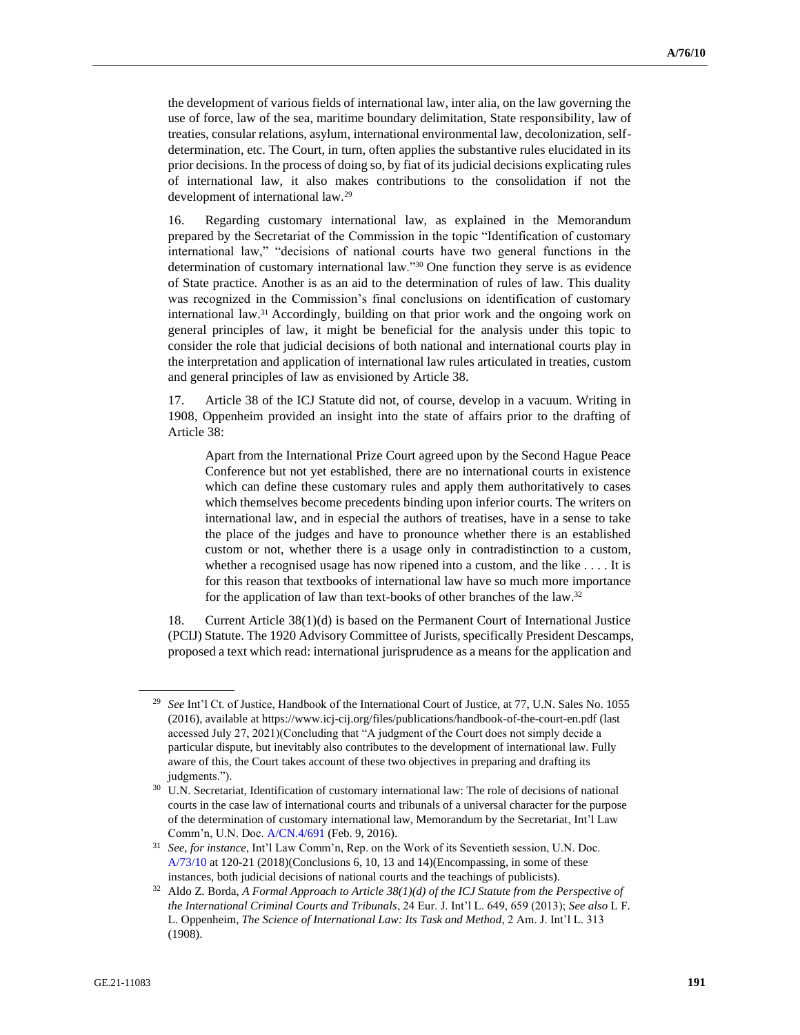the development of various fields of international law, inter alia, on the law governing the use of force, law of the sea, maritime boundary delimitation, State responsibility, law of treaties, consular relations, asylum, international environmental law, decolonization, self-determination, etc. The Court, in turn, often applies the substantive rules elucidated in its prior decisions. In the process of doing so, by fiat of its judicial decisions explicating rules of international law, it also makes contributions to the consolidation if not the development of international law.[29]

16. Regarding customary international law, as explained in the Memorandum prepared by the Secretariat of the Commission in the topic "Identification of customary international law," "decisions of national courts have two general functions in the determination of customary international law."[30] One function they serve is as evidence of State practice. Another is as an aid to the determination of rules of law. This duality was recognized in the Commission's final conclusions on identification of customary international law.[31] Accordingly, building on that prior work and the ongoing work on general principles of law, it might be beneficial for the analysis under this topic to consider the role that judicial decisions of both national and international courts play in the interpretation and application of international law rules articulated in treaties, custom and general principles of law as envisioned by Article 38.

17. Article 38 of the ICJ Statute did not, of course, develop in a vacuum. Writing in 1908, Oppenheim provided an insight into the state of affairs prior to the drafting of Article 38:

> Apart from the International Prize Court agreed upon by the Second Hague Peace Conference but not yet established, there are no international courts in existence which can define these customary rules and apply them authoritatively to cases which themselves become precedents binding upon inferior courts. The writers on international law, and in especial the authors of treatises, have in a sense to take the place of the judges and have to pronounce whether there is an established custom or not, whether there is a usage only in contradistinction to a custom, whether a recognised usage has now ripened into a custom, and the like . . . . It is for this reason that textbooks of international law have so much more importance for the application of law than text-books of other branches of the law.[32]

18. Current Article 38(1)(d) is based on the Permanent Court of International Justice (PCIJ) Statute. The 1920 Advisory Committee of Jurists, specifically President Descamps, proposed a text which read: international jurisprudence as a means for the application and

---

[29] *See* Int'l Ct. of Justice, Handbook of the International Court of Justice, at 77, U.N. Sales No. 1055 (2016), available at https://www.icj-cij.org/files/publications/handbook-of-the-court-en.pdf (last accessed July 27, 2021)(Concluding that "A judgment of the Court does not simply decide a particular dispute, but inevitably also contributes to the development of international law. Fully aware of this, the Court takes account of these two objectives in preparing and drafting its judgments.").

[30] U.N. Secretariat, Identification of customary international law: The role of decisions of national courts in the case law of international courts and tribunals of a universal character for the purpose of the determination of customary international law, Memorandum by the Secretariat, Int'l Law Comm'n, U.N. Doc. A/CN.4/691 (Feb. 9, 2016).

[31] *See, for instance*, Int'l Law Comm'n, Rep. on the Work of its Seventieth session, U.N. Doc. A/73/10 at 120-21 (2018)(Conclusions 6, 10, 13 and 14)(Encompassing, in some of these instances, both judicial decisions of national courts and the teachings of publicists).

[32] Aldo Z. Borda, *A Formal Approach to Article 38(1)(d) of the ICJ Statute from the Perspective of the International Criminal Courts and Tribunals*, 24 Eur. J. Int'l L. 649, 659 (2013); *See also* L F. L. Oppenheim, *The Science of International Law: Its Task and Method*, 2 Am. J. Int'l L. 313 (1908).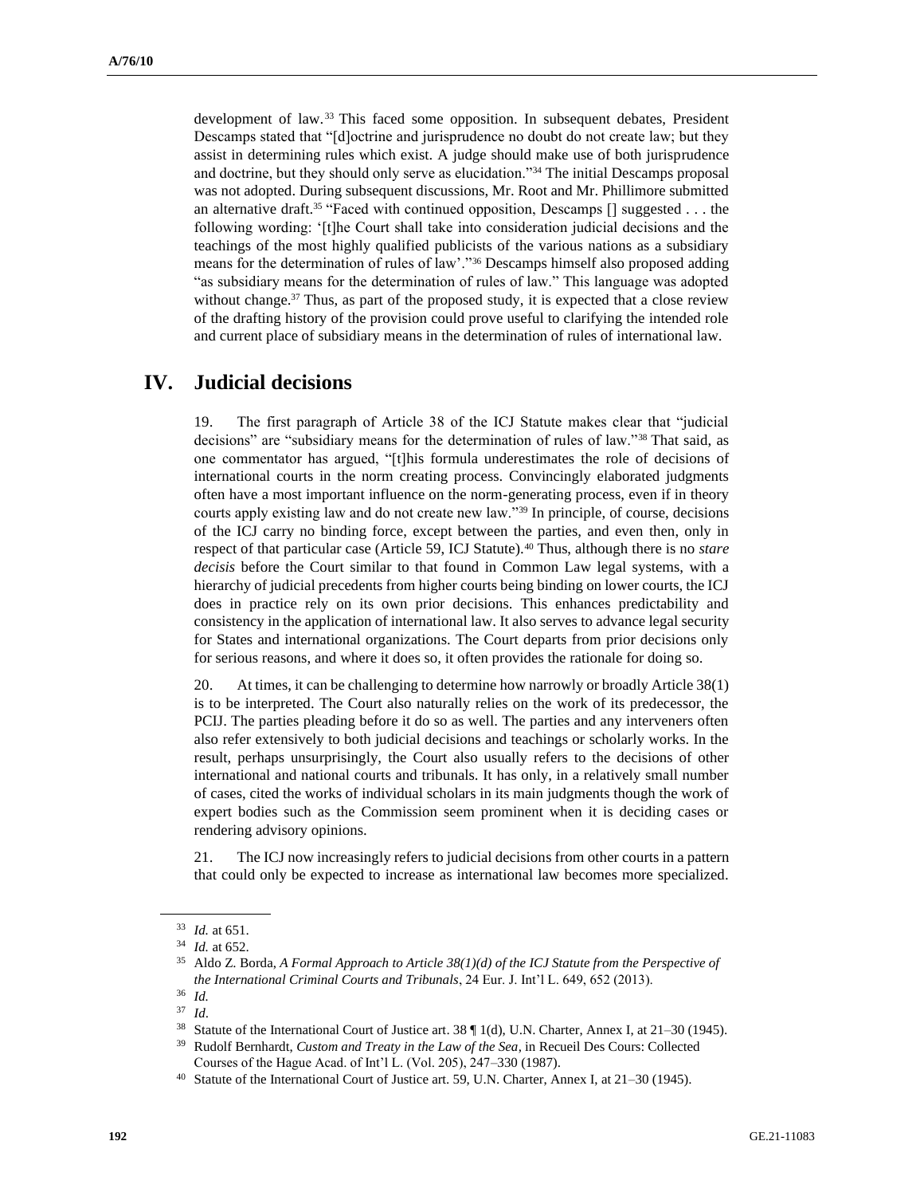development of law.[33] This faced some opposition. In subsequent debates, President Descamps stated that "[d]octrine and jurisprudence no doubt do not create law; but they assist in determining rules which exist. A judge should make use of both jurisprudence and doctrine, but they should only serve as elucidation."[34] The initial Descamps proposal was not adopted. During subsequent discussions, Mr. Root and Mr. Phillimore submitted an alternative draft.[35] "Faced with continued opposition, Descamps [] suggested . . . the following wording: '[t]he Court shall take into consideration judicial decisions and the teachings of the most highly qualified publicists of the various nations as a subsidiary means for the determination of rules of law'."[36] Descamps himself also proposed adding "as subsidiary means for the determination of rules of law." This language was adopted without change.[37] Thus, as part of the proposed study, it is expected that a close review of the drafting history of the provision could prove useful to clarifying the intended role and current place of subsidiary means in the determination of rules of international law.

## IV. Judicial decisions

19. The first paragraph of Article 38 of the ICJ Statute makes clear that "judicial decisions" are "subsidiary means for the determination of rules of law."[38] That said, as one commentator has argued, "[t]his formula underestimates the role of decisions of international courts in the norm creating process. Convincingly elaborated judgments often have a most important influence on the norm-generating process, even if in theory courts apply existing law and do not create new law."[39] In principle, of course, decisions of the ICJ carry no binding force, except between the parties, and even then, only in respect of that particular case (Article 59, ICJ Statute).[40] Thus, although there is no *stare decisis* before the Court similar to that found in Common Law legal systems, with a hierarchy of judicial precedents from higher courts being binding on lower courts, the ICJ does in practice rely on its own prior decisions. This enhances predictability and consistency in the application of international law. It also serves to advance legal security for States and international organizations. The Court departs from prior decisions only for serious reasons, and where it does so, it often provides the rationale for doing so.

20. At times, it can be challenging to determine how narrowly or broadly Article 38(1) is to be interpreted. The Court also naturally relies on the work of its predecessor, the PCIJ. The parties pleading before it do so as well. The parties and any interveners often also refer extensively to both judicial decisions and teachings or scholarly works. In the result, perhaps unsurprisingly, the Court also usually refers to the decisions of other international and national courts and tribunals. It has only, in a relatively small number of cases, cited the works of individual scholars in its main judgments though the work of expert bodies such as the Commission seem prominent when it is deciding cases or rendering advisory opinions.

21. The ICJ now increasingly refers to judicial decisions from other courts in a pattern that could only be expected to increase as international law becomes more specialized.

---

[33] *Id.* at 651.

[34] *Id.* at 652.

[35] Aldo Z. Borda, *A Formal Approach to Article 38(1)(d) of the ICJ Statute from the Perspective of the International Criminal Courts and Tribunals*, 24 Eur. J. Int'l L. 649, 652 (2013).

[36] *Id.*

[37] *Id*.

[38] Statute of the International Court of Justice art. 38 ¶ 1(d), U.N. Charter, Annex I, at 21–30 (1945).

[39] Rudolf Bernhardt, *Custom and Treaty in the Law of the Sea*, in Recueil Des Cours: Collected Courses of the Hague Acad. of Int'l L. (Vol. 205), 247–330 (1987).

[40] Statute of the International Court of Justice art. 59, U.N. Charter, Annex I, at 21–30 (1945).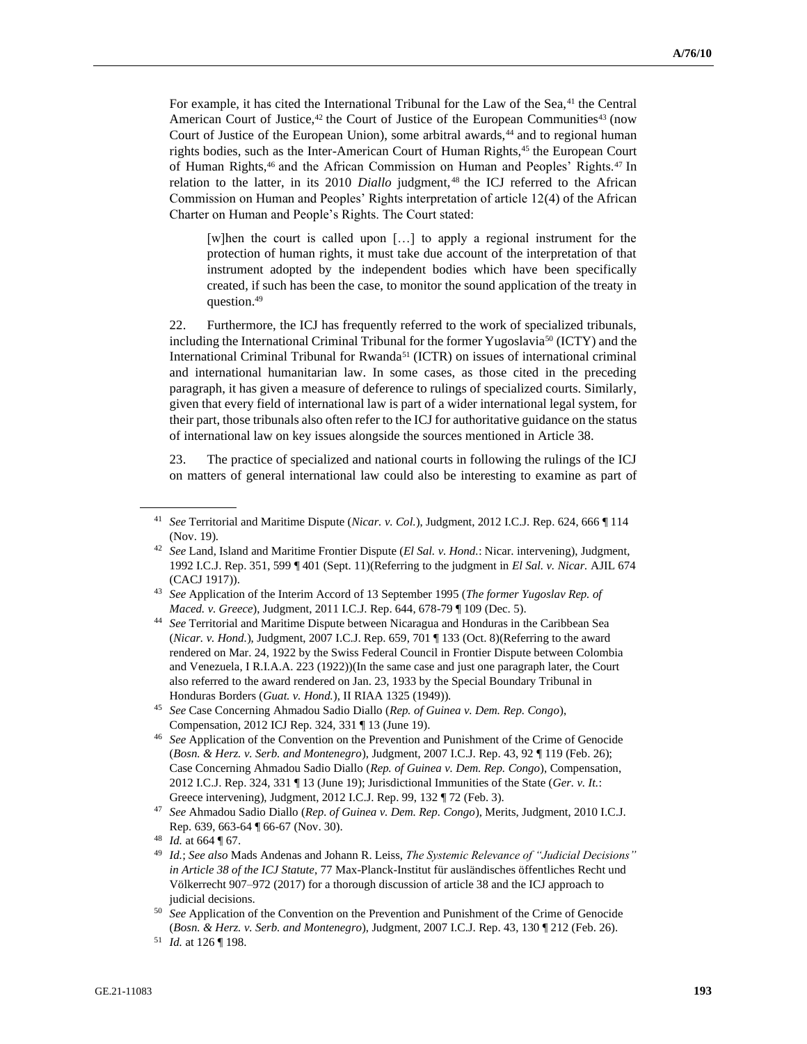For example, it has cited the International Tribunal for the Law of the Sea,[41] the Central American Court of Justice,[42] the Court of Justice of the European Communities[43] (now Court of Justice of the European Union), some arbitral awards,[44] and to regional human rights bodies, such as the Inter-American Court of Human Rights,[45] the European Court of Human Rights,[46] and the African Commission on Human and Peoples' Rights.[47] In relation to the latter, in its 2010 *Diallo* judgment,[48] the ICJ referred to the African Commission on Human and Peoples' Rights interpretation of article 12(4) of the African Charter on Human and People's Rights. The Court stated:

> [w]hen the court is called upon […] to apply a regional instrument for the protection of human rights, it must take due account of the interpretation of that instrument adopted by the independent bodies which have been specifically created, if such has been the case, to monitor the sound application of the treaty in question.[49]

22. Furthermore, the ICJ has frequently referred to the work of specialized tribunals, including the International Criminal Tribunal for the former Yugoslavia[50] (ICTY) and the International Criminal Tribunal for Rwanda[51] (ICTR) on issues of international criminal and international humanitarian law. In some cases, as those cited in the preceding paragraph, it has given a measure of deference to rulings of specialized courts. Similarly, given that every field of international law is part of a wider international legal system, for their part, those tribunals also often refer to the ICJ for authoritative guidance on the status of international law on key issues alongside the sources mentioned in Article 38.

23. The practice of specialized and national courts in following the rulings of the ICJ on matters of general international law could also be interesting to examine as part of

---

[41] *See* Territorial and Maritime Dispute (*Nicar. v. Col.*), Judgment, 2012 I.C.J. Rep. 624, 666 ¶ 114 (Nov. 19).

[42] *See* Land, Island and Maritime Frontier Dispute (*El Sal. v. Hond.*: Nicar. intervening), Judgment, 1992 I.C.J. Rep. 351, 599 ¶ 401 (Sept. 11)(Referring to the judgment in *El Sal. v. Nicar.* AJIL 674 (CACJ 1917)).

[43] *See* Application of the Interim Accord of 13 September 1995 (*The former Yugoslav Rep. of Maced. v. Greece*), Judgment, 2011 I.C.J. Rep. 644, 678-79 ¶ 109 (Dec. 5).

[44] *See* Territorial and Maritime Dispute between Nicaragua and Honduras in the Caribbean Sea (*Nicar. v. Hond.*), Judgment, 2007 I.C.J. Rep. 659, 701 ¶ 133 (Oct. 8)(Referring to the award rendered on Mar. 24, 1922 by the Swiss Federal Council in Frontier Dispute between Colombia and Venezuela, I R.I.A.A. 223 (1922))(In the same case and just one paragraph later, the Court also referred to the award rendered on Jan. 23, 1933 by the Special Boundary Tribunal in Honduras Borders (*Guat. v. Hond.*), II RIAA 1325 (1949)).

[45] *See* Case Concerning Ahmadou Sadio Diallo (*Rep. of Guinea v. Dem. Rep. Congo*), Compensation, 2012 ICJ Rep. 324, 331 ¶ 13 (June 19).

[46] *See* Application of the Convention on the Prevention and Punishment of the Crime of Genocide (*Bosn. & Herz. v. Serb. and Montenegro*), Judgment, 2007 I.C.J. Rep. 43, 92 ¶ 119 (Feb. 26); Case Concerning Ahmadou Sadio Diallo (*Rep. of Guinea v. Dem. Rep. Congo*), Compensation, 2012 I.C.J. Rep. 324, 331 ¶ 13 (June 19); Jurisdictional Immunities of the State (*Ger. v. It.*: Greece intervening), Judgment, 2012 I.C.J. Rep. 99, 132 ¶ 72 (Feb. 3).

[47] *See* Ahmadou Sadio Diallo (*Rep. of Guinea v. Dem. Rep. Congo*), Merits, Judgment, 2010 I.C.J. Rep. 639, 663-64 ¶ 66-67 (Nov. 30).

[48] *Id.* at 664 ¶ 67.

[49] *Id.*; *See also* Mads Andenas and Johann R. Leiss, *The Systemic Relevance of "Judicial Decisions" in Article 38 of the ICJ Statute*, 77 Max-Planck-Institut für ausländisches öffentliches Recht und Völkerrecht 907–972 (2017) for a thorough discussion of article 38 and the ICJ approach to judicial decisions.

[50] *See* Application of the Convention on the Prevention and Punishment of the Crime of Genocide (*Bosn. & Herz. v. Serb. and Montenegro*), Judgment, 2007 I.C.J. Rep. 43, 130 ¶ 212 (Feb. 26).

[51] *Id.* at 126 ¶ 198.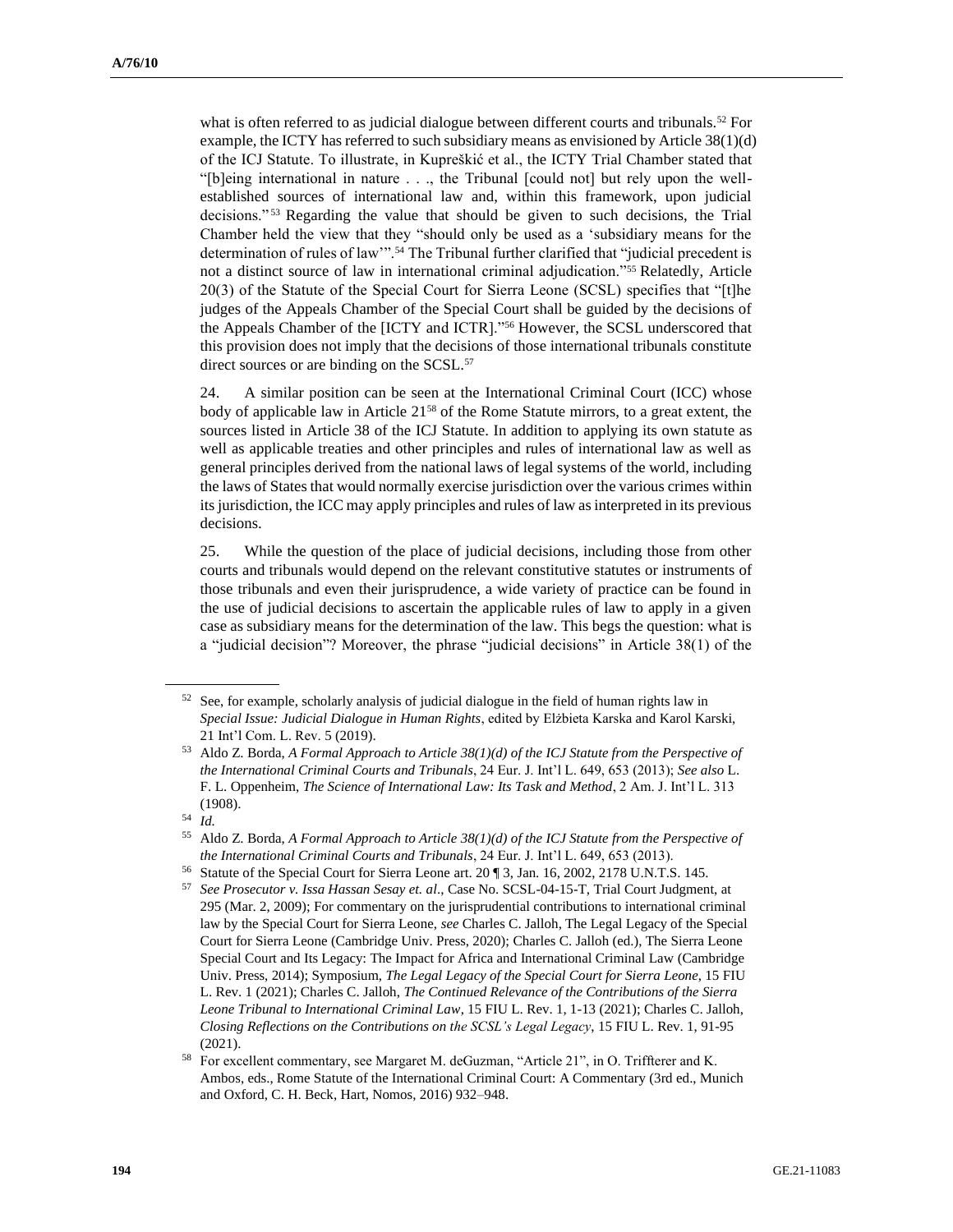what is often referred to as judicial dialogue between different courts and tribunals.[52] For example, the ICTY has referred to such subsidiary means as envisioned by Article 38(1)(d) of the ICJ Statute. To illustrate, in Kupreškić et al., the ICTY Trial Chamber stated that "[b]eing international in nature . . ., the Tribunal [could not] but rely upon the well-established sources of international law and, within this framework, upon judicial decisions."[53] Regarding the value that should be given to such decisions, the Trial Chamber held the view that they "should only be used as a 'subsidiary means for the determination of rules of law'".[54] The Tribunal further clarified that "judicial precedent is not a distinct source of law in international criminal adjudication."[55] Relatedly, Article 20(3) of the Statute of the Special Court for Sierra Leone (SCSL) specifies that "[t]he judges of the Appeals Chamber of the Special Court shall be guided by the decisions of the Appeals Chamber of the [ICTY and ICTR]."[56] However, the SCSL underscored that this provision does not imply that the decisions of those international tribunals constitute direct sources or are binding on the SCSL.[57]

24. A similar position can be seen at the International Criminal Court (ICC) whose body of applicable law in Article 21[58] of the Rome Statute mirrors, to a great extent, the sources listed in Article 38 of the ICJ Statute. In addition to applying its own statute as well as applicable treaties and other principles and rules of international law as well as general principles derived from the national laws of legal systems of the world, including the laws of States that would normally exercise jurisdiction over the various crimes within its jurisdiction, the ICC may apply principles and rules of law as interpreted in its previous decisions.

25. While the question of the place of judicial decisions, including those from other courts and tribunals would depend on the relevant constitutive statutes or instruments of those tribunals and even their jurisprudence, a wide variety of practice can be found in the use of judicial decisions to ascertain the applicable rules of law to apply in a given case as subsidiary means for the determination of the law. This begs the question: what is a "judicial decision"? Moreover, the phrase "judicial decisions" in Article 38(1) of the

---

[52] See, for example, scholarly analysis of judicial dialogue in the field of human rights law in *Special Issue: Judicial Dialogue in Human Rights*, edited by Elżbieta Karska and Karol Karski, 21 Int'l Com. L. Rev. 5 (2019).

[53] Aldo Z. Borda, *A Formal Approach to Article 38(1)(d) of the ICJ Statute from the Perspective of the International Criminal Courts and Tribunals*, 24 Eur. J. Int'l L. 649, 653 (2013); *See also* L. F. L. Oppenheim, *The Science of International Law: Its Task and Method*, 2 Am. J. Int'l L. 313 (1908).

[54] *Id.*

[55] Aldo Z. Borda, *A Formal Approach to Article 38(1)(d) of the ICJ Statute from the Perspective of the International Criminal Courts and Tribunals*, 24 Eur. J. Int'l L. 649, 653 (2013).

[56] Statute of the Special Court for Sierra Leone art. 20 ¶ 3, Jan. 16, 2002, 2178 U.N.T.S. 145.

[57] *See Prosecutor v. Issa Hassan Sesay et. al*., Case No. SCSL-04-15-T, Trial Court Judgment, at 295 (Mar. 2, 2009); For commentary on the jurisprudential contributions to international criminal law by the Special Court for Sierra Leone, *see* Charles C. Jalloh, The Legal Legacy of the Special Court for Sierra Leone (Cambridge Univ. Press, 2020); Charles C. Jalloh (ed.), The Sierra Leone Special Court and Its Legacy: The Impact for Africa and International Criminal Law (Cambridge Univ. Press, 2014); Symposium, *The Legal Legacy of the Special Court for Sierra Leone*, 15 FIU L. Rev. 1 (2021); Charles C. Jalloh, *The Continued Relevance of the Contributions of the Sierra Leone Tribunal to International Criminal Law*, 15 FIU L. Rev. 1, 1-13 (2021); Charles C. Jalloh, *Closing Reflections on the Contributions on the SCSL's Legal Legacy*, 15 FIU L. Rev. 1, 91-95 (2021).

[58] For excellent commentary, see Margaret M. deGuzman, "Article 21", in O. Triffterer and K. Ambos, eds., Rome Statute of the International Criminal Court: A Commentary (3rd ed., Munich and Oxford, C. H. Beck, Hart, Nomos, 2016) 932–948.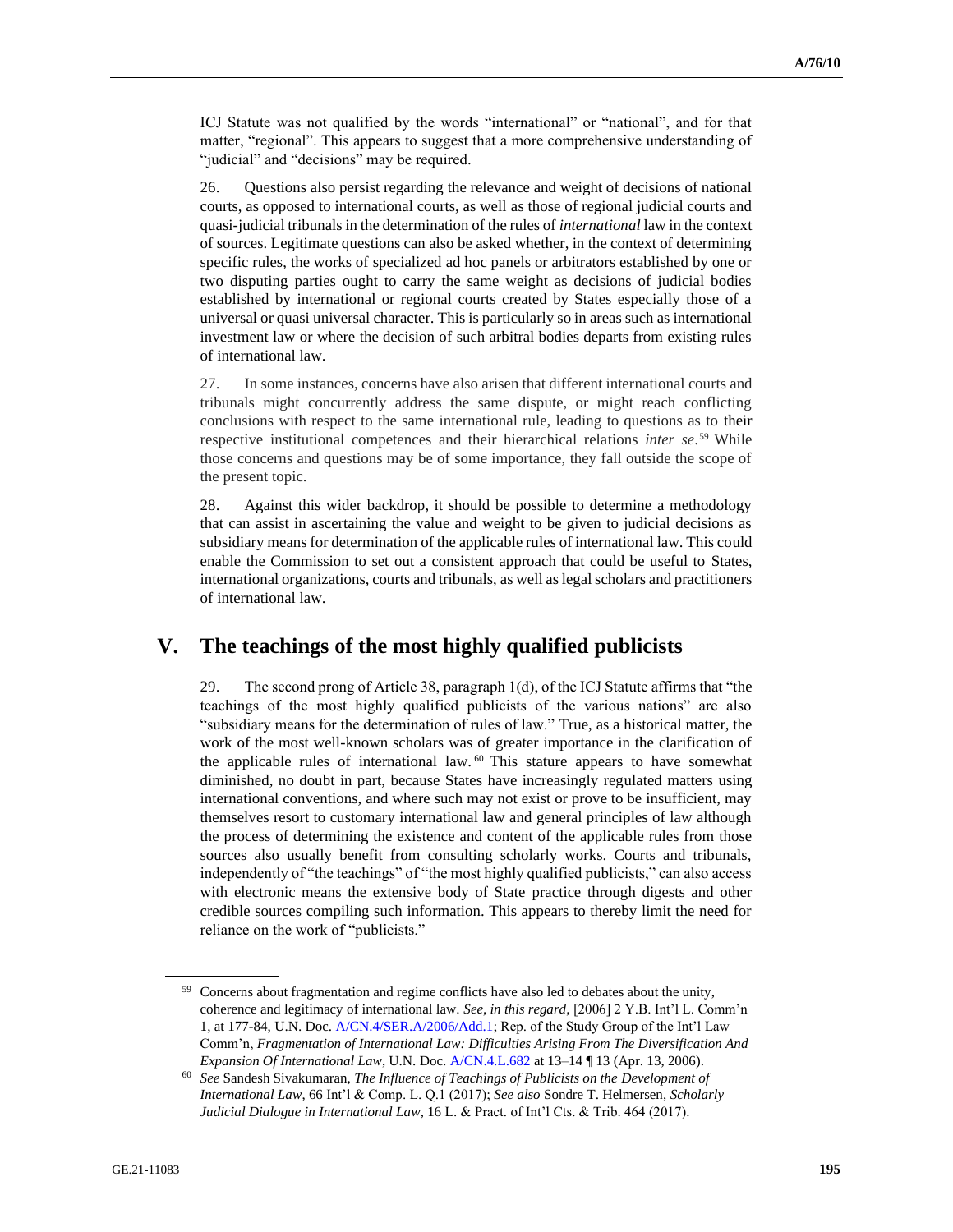ICJ Statute was not qualified by the words "international" or "national", and for that matter, "regional". This appears to suggest that a more comprehensive understanding of "judicial" and "decisions" may be required.

26. Questions also persist regarding the relevance and weight of decisions of national courts, as opposed to international courts, as well as those of regional judicial courts and quasi-judicial tribunals in the determination of the rules of *international* law in the context of sources. Legitimate questions can also be asked whether, in the context of determining specific rules, the works of specialized ad hoc panels or arbitrators established by one or two disputing parties ought to carry the same weight as decisions of judicial bodies established by international or regional courts created by States especially those of a universal or quasi universal character. This is particularly so in areas such as international investment law or where the decision of such arbitral bodies departs from existing rules of international law.

27. In some instances, concerns have also arisen that different international courts and tribunals might concurrently address the same dispute, or might reach conflicting conclusions with respect to the same international rule, leading to questions as to their respective institutional competences and their hierarchical relations *inter se*.[59] While those concerns and questions may be of some importance, they fall outside the scope of the present topic.

28. Against this wider backdrop, it should be possible to determine a methodology that can assist in ascertaining the value and weight to be given to judicial decisions as subsidiary means for determination of the applicable rules of international law. This could enable the Commission to set out a consistent approach that could be useful to States, international organizations, courts and tribunals, as well as legal scholars and practitioners of international law.

# V. The teachings of the most highly qualified publicists

29. The second prong of Article 38, paragraph 1(d), of the ICJ Statute affirms that "the teachings of the most highly qualified publicists of the various nations" are also "subsidiary means for the determination of rules of law." True, as a historical matter, the work of the most well-known scholars was of greater importance in the clarification of the applicable rules of international law.[60] This stature appears to have somewhat diminished, no doubt in part, because States have increasingly regulated matters using international conventions, and where such may not exist or prove to be insufficient, may themselves resort to customary international law and general principles of law although the process of determining the existence and content of the applicable rules from those sources also usually benefit from consulting scholarly works. Courts and tribunals, independently of "the teachings" of "the most highly qualified publicists," can also access with electronic means the extensive body of State practice through digests and other credible sources compiling such information. This appears to thereby limit the need for reliance on the work of "publicists."

---

[59] Concerns about fragmentation and regime conflicts have also led to debates about the unity, coherence and legitimacy of international law. *See, in this regard*, [2006] 2 Y.B. Int'l L. Comm'n 1, at 177-84, U.N. Doc. A/CN.4/SER.A/2006/Add.1; Rep. of the Study Group of the Int'l Law Comm'n, *Fragmentation of International Law: Difficulties Arising From The Diversification And Expansion Of International Law*, U.N. Doc. A/CN.4.L.682 at 13–14 ¶ 13 (Apr. 13, 2006).

[60] *See* Sandesh Sivakumaran, *The Influence of Teachings of Publicists on the Development of International Law*, 66 Int'l & Comp. L. Q.1 (2017); *See also* Sondre T. Helmersen, *Scholarly Judicial Dialogue in International Law*, 16 L. & Pract. of Int'l Cts. & Trib. 464 (2017).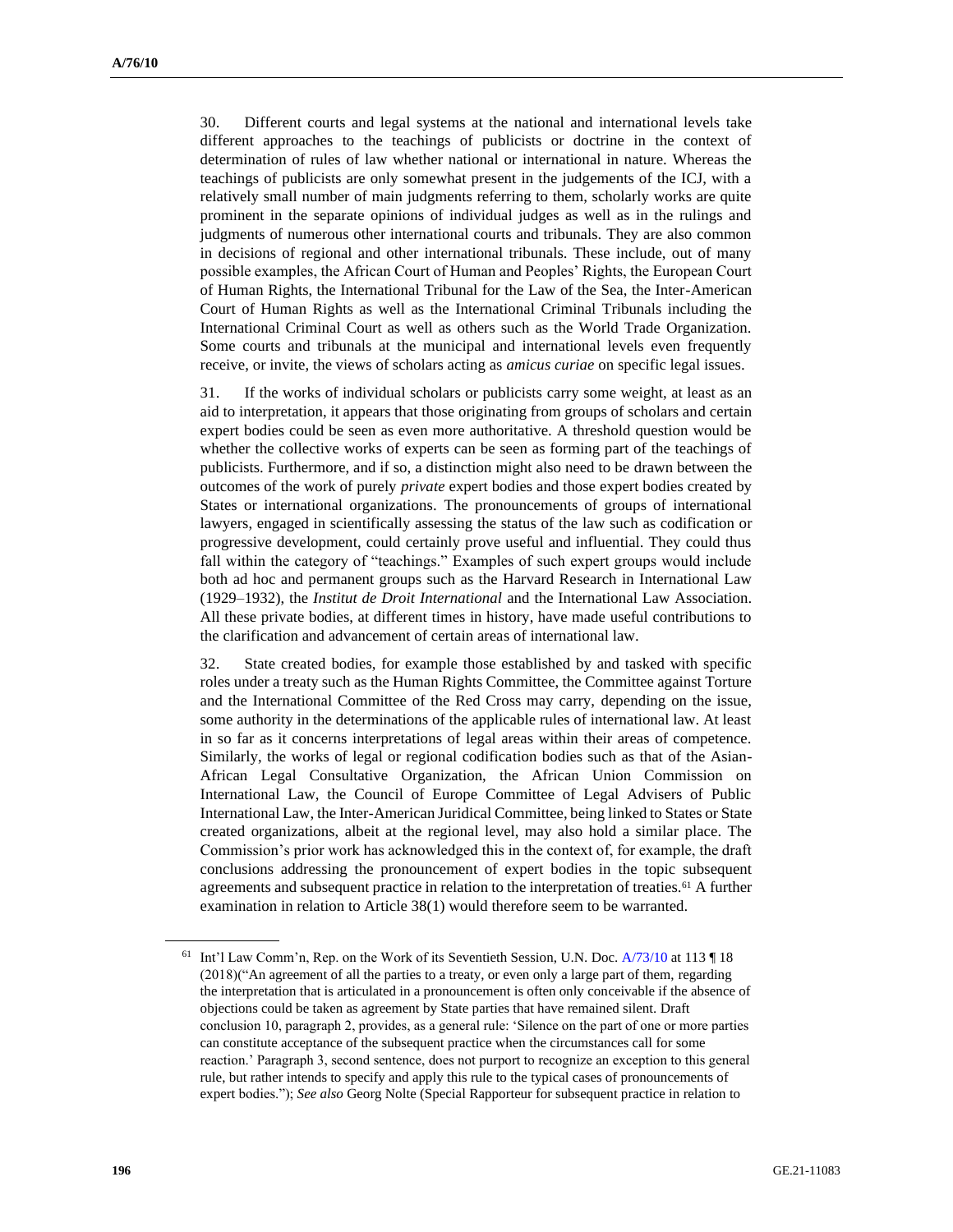30. Different courts and legal systems at the national and international levels take different approaches to the teachings of publicists or doctrine in the context of determination of rules of law whether national or international in nature. Whereas the teachings of publicists are only somewhat present in the judgements of the ICJ, with a relatively small number of main judgments referring to them, scholarly works are quite prominent in the separate opinions of individual judges as well as in the rulings and judgments of numerous other international courts and tribunals. They are also common in decisions of regional and other international tribunals. These include, out of many possible examples, the African Court of Human and Peoples' Rights, the European Court of Human Rights, the International Tribunal for the Law of the Sea, the Inter-American Court of Human Rights as well as the International Criminal Tribunals including the International Criminal Court as well as others such as the World Trade Organization. Some courts and tribunals at the municipal and international levels even frequently receive, or invite, the views of scholars acting as *amicus curiae* on specific legal issues.

31. If the works of individual scholars or publicists carry some weight, at least as an aid to interpretation, it appears that those originating from groups of scholars and certain expert bodies could be seen as even more authoritative. A threshold question would be whether the collective works of experts can be seen as forming part of the teachings of publicists. Furthermore, and if so, a distinction might also need to be drawn between the outcomes of the work of purely *private* expert bodies and those expert bodies created by States or international organizations. The pronouncements of groups of international lawyers, engaged in scientifically assessing the status of the law such as codification or progressive development, could certainly prove useful and influential. They could thus fall within the category of "teachings." Examples of such expert groups would include both ad hoc and permanent groups such as the Harvard Research in International Law (1929–1932), the *Institut de Droit International* and the International Law Association. All these private bodies, at different times in history, have made useful contributions to the clarification and advancement of certain areas of international law.

32. State created bodies, for example those established by and tasked with specific roles under a treaty such as the Human Rights Committee, the Committee against Torture and the International Committee of the Red Cross may carry, depending on the issue, some authority in the determinations of the applicable rules of international law. At least in so far as it concerns interpretations of legal areas within their areas of competence. Similarly, the works of legal or regional codification bodies such as that of the Asian-African Legal Consultative Organization, the African Union Commission on International Law, the Council of Europe Committee of Legal Advisers of Public International Law, the Inter-American Juridical Committee, being linked to States or State created organizations, albeit at the regional level, may also hold a similar place. The Commission's prior work has acknowledged this in the context of, for example, the draft conclusions addressing the pronouncement of expert bodies in the topic subsequent agreements and subsequent practice in relation to the interpretation of treaties.[61] A further examination in relation to Article 38(1) would therefore seem to be warranted.

---

[61] Int'l Law Comm'n, Rep. on the Work of its Seventieth Session, U.N. Doc. A/73/10 at 113 ¶ 18 (2018)("An agreement of all the parties to a treaty, or even only a large part of them, regarding the interpretation that is articulated in a pronouncement is often only conceivable if the absence of objections could be taken as agreement by State parties that have remained silent. Draft conclusion 10, paragraph 2, provides, as a general rule: 'Silence on the part of one or more parties can constitute acceptance of the subsequent practice when the circumstances call for some reaction.' Paragraph 3, second sentence, does not purport to recognize an exception to this general rule, but rather intends to specify and apply this rule to the typical cases of pronouncements of expert bodies."); *See also* Georg Nolte (Special Rapporteur for subsequent practice in relation to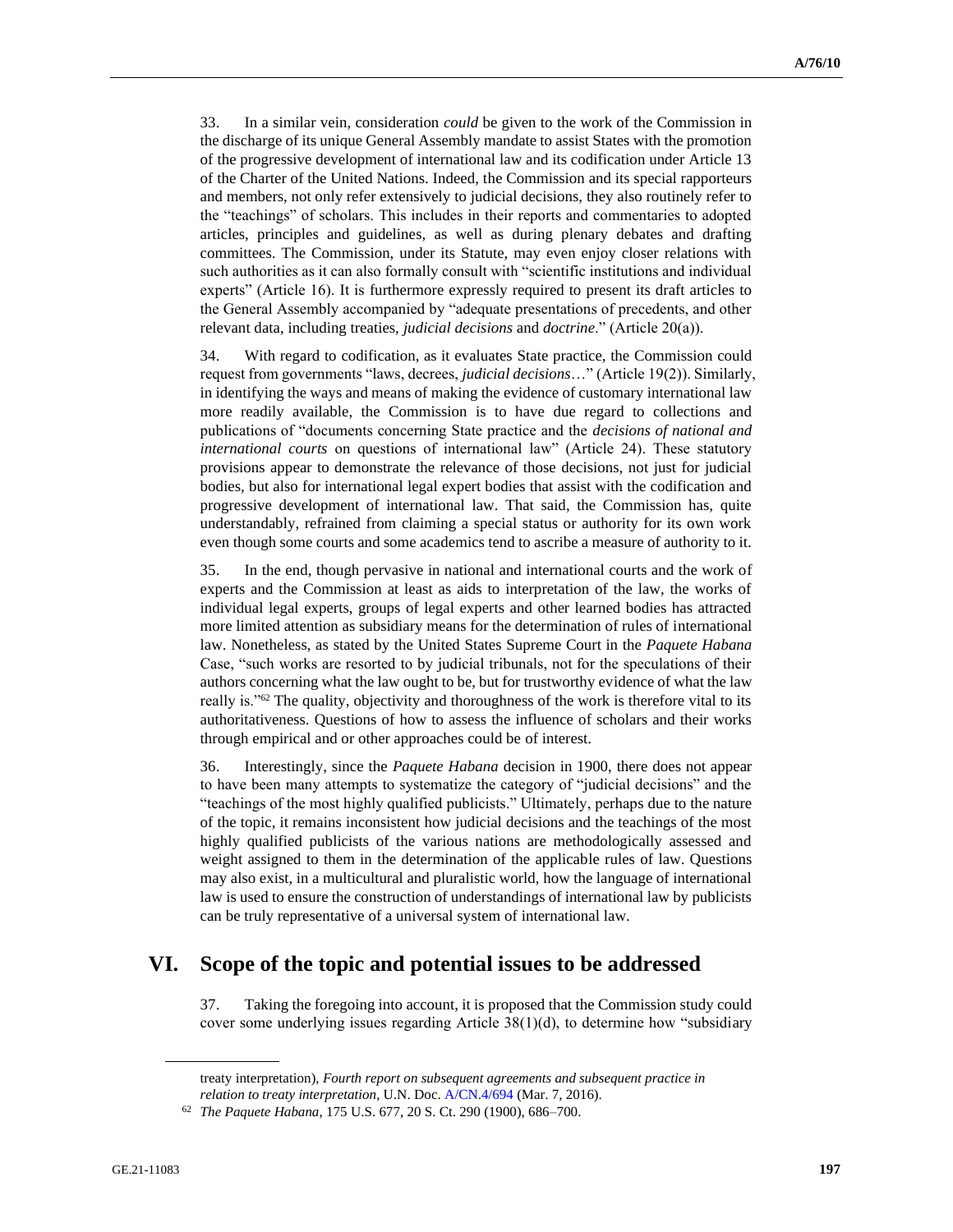33. In a similar vein, consideration *could* be given to the work of the Commission in the discharge of its unique General Assembly mandate to assist States with the promotion of the progressive development of international law and its codification under Article 13 of the Charter of the United Nations. Indeed, the Commission and its special rapporteurs and members, not only refer extensively to judicial decisions, they also routinely refer to the "teachings" of scholars. This includes in their reports and commentaries to adopted articles, principles and guidelines, as well as during plenary debates and drafting committees. The Commission, under its Statute, may even enjoy closer relations with such authorities as it can also formally consult with "scientific institutions and individual experts" (Article 16). It is furthermore expressly required to present its draft articles to the General Assembly accompanied by "adequate presentations of precedents, and other relevant data, including treaties, *judicial decisions* and *doctrine*." (Article 20(a)).

34. With regard to codification, as it evaluates State practice, the Commission could request from governments "laws, decrees, *judicial decisions*…" (Article 19(2)). Similarly, in identifying the ways and means of making the evidence of customary international law more readily available, the Commission is to have due regard to collections and publications of "documents concerning State practice and the *decisions of national and international courts* on questions of international law" (Article 24). These statutory provisions appear to demonstrate the relevance of those decisions, not just for judicial bodies, but also for international legal expert bodies that assist with the codification and progressive development of international law. That said, the Commission has, quite understandably, refrained from claiming a special status or authority for its own work even though some courts and some academics tend to ascribe a measure of authority to it.

35. In the end, though pervasive in national and international courts and the work of experts and the Commission at least as aids to interpretation of the law, the works of individual legal experts, groups of legal experts and other learned bodies has attracted more limited attention as subsidiary means for the determination of rules of international law. Nonetheless, as stated by the United States Supreme Court in the *Paquete Habana* Case, "such works are resorted to by judicial tribunals, not for the speculations of their authors concerning what the law ought to be, but for trustworthy evidence of what the law really is."[62] The quality, objectivity and thoroughness of the work is therefore vital to its authoritativeness. Questions of how to assess the influence of scholars and their works through empirical and or other approaches could be of interest.

36. Interestingly, since the *Paquete Habana* decision in 1900, there does not appear to have been many attempts to systematize the category of "judicial decisions" and the "teachings of the most highly qualified publicists." Ultimately, perhaps due to the nature of the topic, it remains inconsistent how judicial decisions and the teachings of the most highly qualified publicists of the various nations are methodologically assessed and weight assigned to them in the determination of the applicable rules of law. Questions may also exist, in a multicultural and pluralistic world, how the language of international law is used to ensure the construction of understandings of international law by publicists can be truly representative of a universal system of international law.

# VI. Scope of the topic and potential issues to be addressed

37. Taking the foregoing into account, it is proposed that the Commission study could cover some underlying issues regarding Article 38(1)(d), to determine how "subsidiary

---

treaty interpretation), *Fourth report on subsequent agreements and subsequent practice in relation to treaty interpretation*, U.N. Doc. A/CN.4/694 (Mar. 7, 2016).

[62] *The Paquete Habana*, 175 U.S. 677, 20 S. Ct. 290 (1900), 686–700.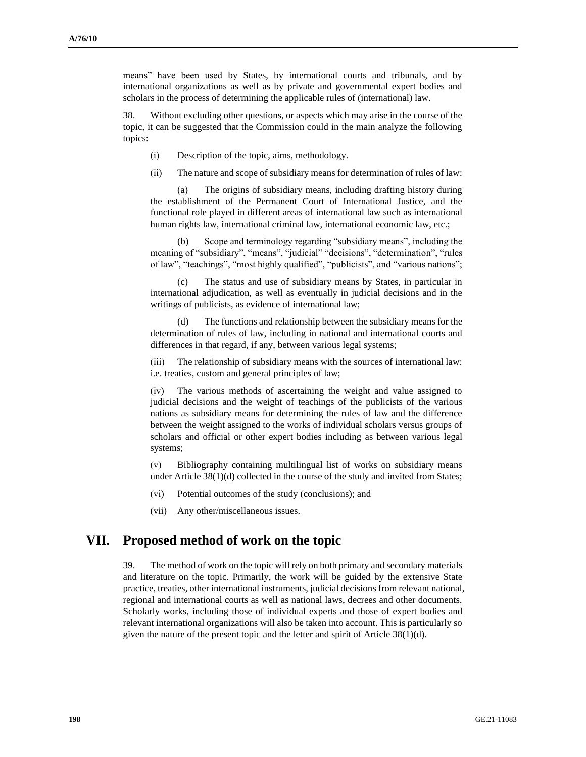means" have been used by States, by international courts and tribunals, and by international organizations as well as by private and governmental expert bodies and scholars in the process of determining the applicable rules of (international) law.

38. Without excluding other questions, or aspects which may arise in the course of the topic, it can be suggested that the Commission could in the main analyze the following topics:

(i) Description of the topic, aims, methodology.

(ii) The nature and scope of subsidiary means for determination of rules of law:

(a) The origins of subsidiary means, including drafting history during the establishment of the Permanent Court of International Justice, and the functional role played in different areas of international law such as international human rights law, international criminal law, international economic law, etc.;

(b) Scope and terminology regarding "subsidiary means", including the meaning of "subsidiary", "means", "judicial" "decisions", "determination", "rules of law", "teachings", "most highly qualified", "publicists", and "various nations";

(c) The status and use of subsidiary means by States, in particular in international adjudication, as well as eventually in judicial decisions and in the writings of publicists, as evidence of international law;

(d) The functions and relationship between the subsidiary means for the determination of rules of law, including in national and international courts and differences in that regard, if any, between various legal systems;

(iii) The relationship of subsidiary means with the sources of international law: i.e. treaties, custom and general principles of law;

(iv) The various methods of ascertaining the weight and value assigned to judicial decisions and the weight of teachings of the publicists of the various nations as subsidiary means for determining the rules of law and the difference between the weight assigned to the works of individual scholars versus groups of scholars and official or other expert bodies including as between various legal systems;

(v) Bibliography containing multilingual list of works on subsidiary means under Article 38(1)(d) collected in the course of the study and invited from States;

(vi) Potential outcomes of the study (conclusions); and

(vii) Any other/miscellaneous issues.

## VII. Proposed method of work on the topic

39. The method of work on the topic will rely on both primary and secondary materials and literature on the topic. Primarily, the work will be guided by the extensive State practice, treaties, other international instruments, judicial decisions from relevant national, regional and international courts as well as national laws, decrees and other documents. Scholarly works, including those of individual experts and those of expert bodies and relevant international organizations will also be taken into account. This is particularly so given the nature of the present topic and the letter and spirit of Article 38(1)(d).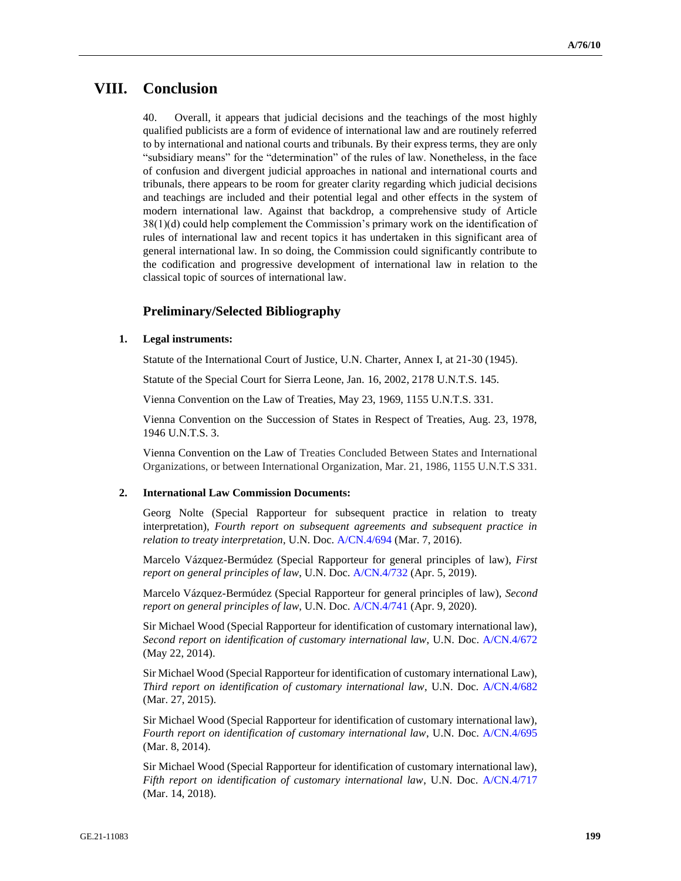# VIII. Conclusion

40. Overall, it appears that judicial decisions and the teachings of the most highly qualified publicists are a form of evidence of international law and are routinely referred to by international and national courts and tribunals. By their express terms, they are only "subsidiary means" for the "determination" of the rules of law. Nonetheless, in the face of confusion and divergent judicial approaches in national and international courts and tribunals, there appears to be room for greater clarity regarding which judicial decisions and teachings are included and their potential legal and other effects in the system of modern international law. Against that backdrop, a comprehensive study of Article 38(1)(d) could help complement the Commission's primary work on the identification of rules of international law and recent topics it has undertaken in this significant area of general international law. In so doing, the Commission could significantly contribute to the codification and progressive development of international law in relation to the classical topic of sources of international law.

## Preliminary/Selected Bibliography

### 1. Legal instruments:

Statute of the International Court of Justice, U.N. Charter, Annex I, at 21-30 (1945).

Statute of the Special Court for Sierra Leone, Jan. 16, 2002, 2178 U.N.T.S. 145.

Vienna Convention on the Law of Treaties, May 23, 1969, 1155 U.N.T.S. 331.

Vienna Convention on the Succession of States in Respect of Treaties, Aug. 23, 1978, 1946 U.N.T.S. 3.

Vienna Convention on the Law of Treaties Concluded Between States and International Organizations, or between International Organization, Mar. 21, 1986, 1155 U.N.T.S 331.

### 2. International Law Commission Documents:

Georg Nolte (Special Rapporteur for subsequent practice in relation to treaty interpretation), *Fourth report on subsequent agreements and subsequent practice in relation to treaty interpretation*, U.N. Doc. A/CN.4/694 (Mar. 7, 2016).

Marcelo Vázquez-Bermúdez (Special Rapporteur for general principles of law), *First report on general principles of law*, U.N. Doc. A/CN.4/732 (Apr. 5, 2019).

Marcelo Vázquez-Bermúdez (Special Rapporteur for general principles of law), *Second report on general principles of law*, U.N. Doc. A/CN.4/741 (Apr. 9, 2020).

Sir Michael Wood (Special Rapporteur for identification of customary international law), *Second report on identification of customary international law*, U.N. Doc. A/CN.4/672 (May 22, 2014).

Sir Michael Wood (Special Rapporteur for identification of customary international Law), *Third report on identification of customary international law*, U.N. Doc. A/CN.4/682 (Mar. 27, 2015).

Sir Michael Wood (Special Rapporteur for identification of customary international law), *Fourth report on identification of customary international law*, U.N. Doc. A/CN.4/695 (Mar. 8, 2014).

Sir Michael Wood (Special Rapporteur for identification of customary international law), *Fifth report on identification of customary international law*, U.N. Doc. A/CN.4/717 (Mar. 14, 2018).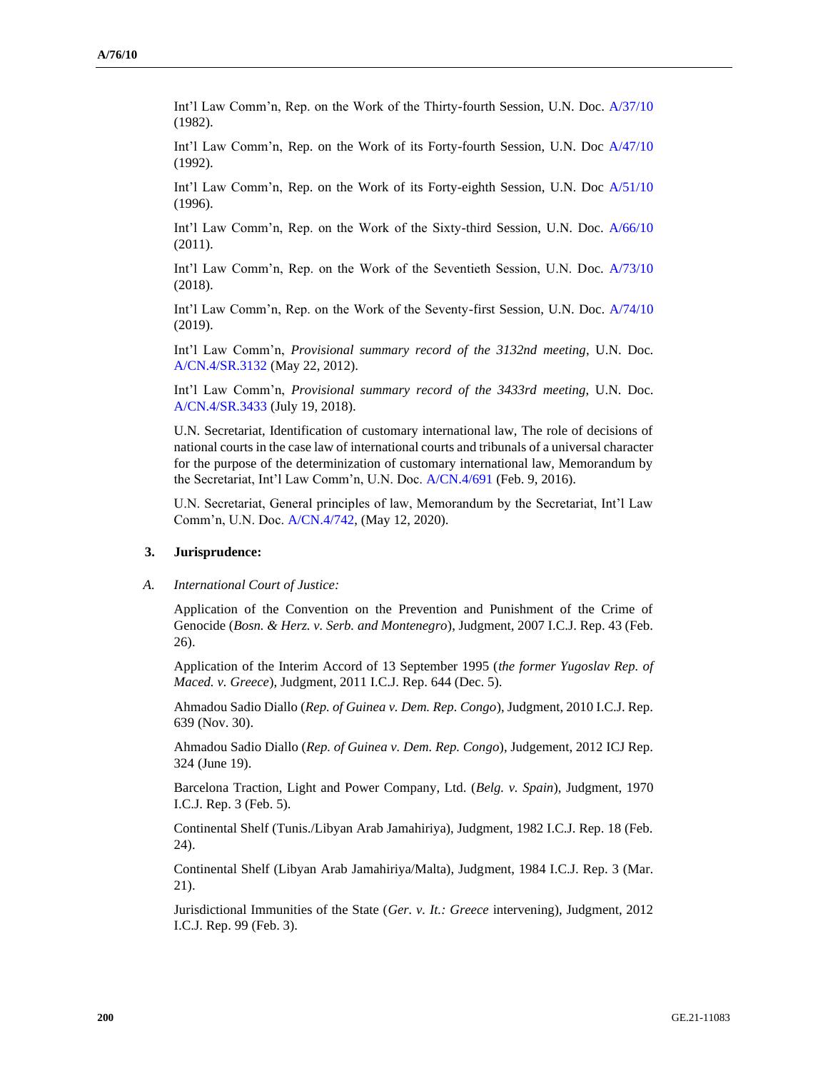Int'l Law Comm'n, Rep. on the Work of the Thirty-fourth Session, U.N. Doc. A/37/10 (1982).

Int'l Law Comm'n, Rep. on the Work of its Forty-fourth Session, U.N. Doc A/47/10 (1992).

Int'l Law Comm'n, Rep. on the Work of its Forty-eighth Session, U.N. Doc A/51/10 (1996).

Int'l Law Comm'n, Rep. on the Work of the Sixty-third Session, U.N. Doc. A/66/10 (2011).

Int'l Law Comm'n, Rep. on the Work of the Seventieth Session, U.N. Doc. A/73/10 (2018).

Int'l Law Comm'n, Rep. on the Work of the Seventy-first Session, U.N. Doc. A/74/10 (2019).

Int'l Law Comm'n, *Provisional summary record of the 3132nd meeting*, U.N. Doc. A/CN.4/SR.3132 (May 22, 2012).

Int'l Law Comm'n, *Provisional summary record of the 3433rd meeting*, U.N. Doc. A/CN.4/SR.3433 (July 19, 2018).

U.N. Secretariat, Identification of customary international law, The role of decisions of national courts in the case law of international courts and tribunals of a universal character for the purpose of the determinization of customary international law, Memorandum by the Secretariat, Int'l Law Comm'n, U.N. Doc. A/CN.4/691 (Feb. 9, 2016).

U.N. Secretariat, General principles of law, Memorandum by the Secretariat, Int'l Law Comm'n, U.N. Doc. A/CN.4/742, (May 12, 2020).

**3. Jurisprudence:**

*A. International Court of Justice:*

Application of the Convention on the Prevention and Punishment of the Crime of Genocide (*Bosn. & Herz. v. Serb. and Montenegro*), Judgment, 2007 I.C.J. Rep. 43 (Feb. 26).

Application of the Interim Accord of 13 September 1995 (*the former Yugoslav Rep. of Maced. v. Greece*), Judgment, 2011 I.C.J. Rep. 644 (Dec. 5).

Ahmadou Sadio Diallo (*Rep. of Guinea v. Dem. Rep. Congo*), Judgment, 2010 I.C.J. Rep. 639 (Nov. 30).

Ahmadou Sadio Diallo (*Rep. of Guinea v. Dem. Rep. Congo*), Judgement, 2012 ICJ Rep. 324 (June 19).

Barcelona Traction, Light and Power Company, Ltd. (*Belg. v. Spain*), Judgment, 1970 I.C.J. Rep. 3 (Feb. 5).

Continental Shelf (Tunis./Libyan Arab Jamahiriya), Judgment, 1982 I.C.J. Rep. 18 (Feb. 24).

Continental Shelf (Libyan Arab Jamahiriya/Malta), Judgment, 1984 I.C.J. Rep. 3 (Mar. 21).

Jurisdictional Immunities of the State (*Ger. v. It.: Greece* intervening), Judgment, 2012 I.C.J. Rep. 99 (Feb. 3).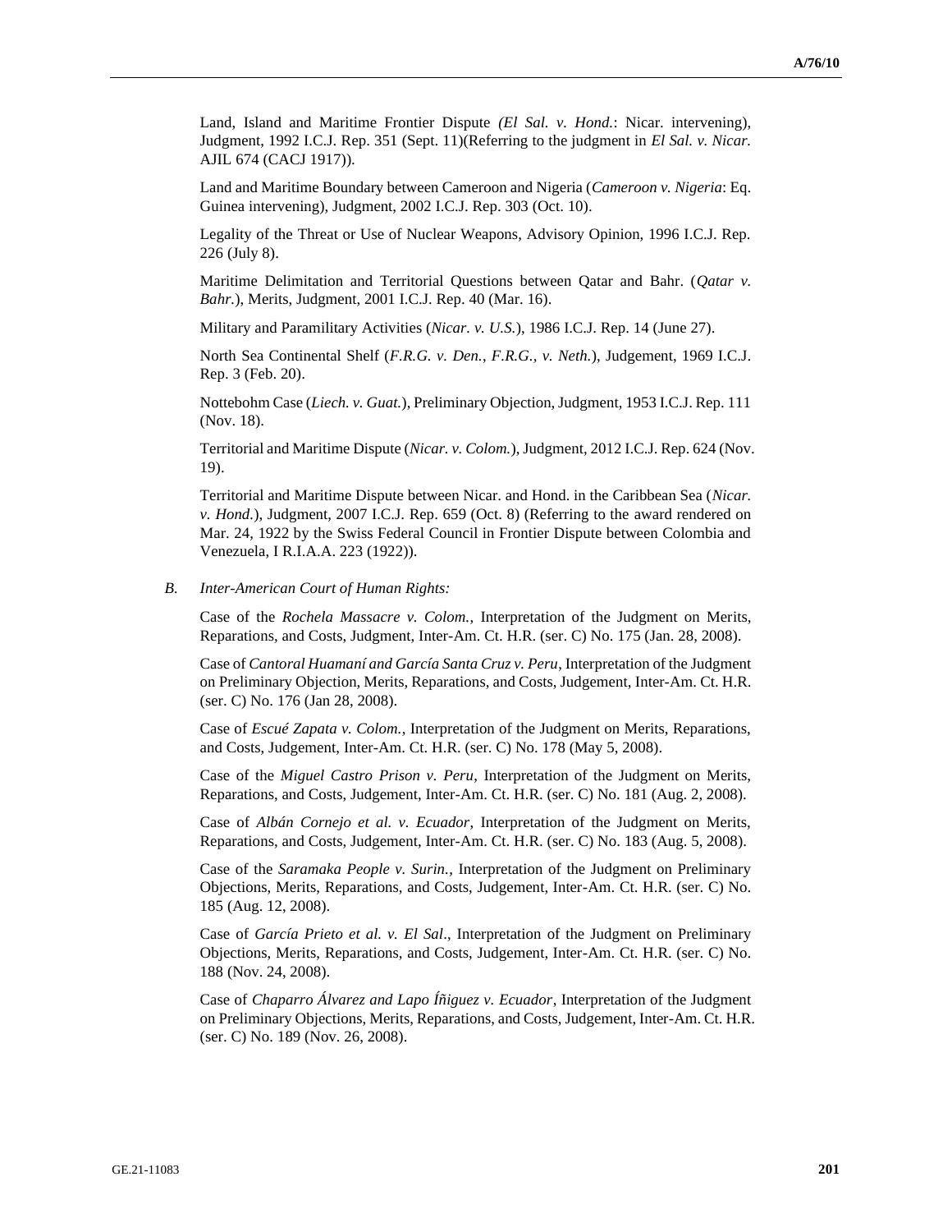Land, Island and Maritime Frontier Dispute *(El Sal. v. Hond.*: Nicar. intervening), Judgment, 1992 I.C.J. Rep. 351 (Sept. 11)(Referring to the judgment in *El Sal. v. Nicar.* AJIL 674 (CACJ 1917)).

Land and Maritime Boundary between Cameroon and Nigeria (*Cameroon v. Nigeria*: Eq. Guinea intervening), Judgment, 2002 I.C.J. Rep. 303 (Oct. 10).

Legality of the Threat or Use of Nuclear Weapons, Advisory Opinion, 1996 I.C.J. Rep. 226 (July 8).

Maritime Delimitation and Territorial Questions between Qatar and Bahr. (*Qatar v. Bahr.*), Merits, Judgment, 2001 I.C.J. Rep. 40 (Mar. 16).

Military and Paramilitary Activities (*Nicar. v. U.S.*), 1986 I.C.J. Rep. 14 (June 27).

North Sea Continental Shelf (*F.R.G. v. Den.*, *F.R.G., v. Neth.*), Judgement, 1969 I.C.J. Rep. 3 (Feb. 20).

Nottebohm Case (*Liech. v. Guat.*), Preliminary Objection, Judgment, 1953 I.C.J. Rep. 111 (Nov. 18).

Territorial and Maritime Dispute (*Nicar. v. Colom.*), Judgment, 2012 I.C.J. Rep. 624 (Nov. 19).

Territorial and Maritime Dispute between Nicar. and Hond. in the Caribbean Sea (*Nicar. v. Hond.*), Judgment, 2007 I.C.J. Rep. 659 (Oct. 8) (Referring to the award rendered on Mar. 24, 1922 by the Swiss Federal Council in Frontier Dispute between Colombia and Venezuela, I R.I.A.A. 223 (1922)).

*B. Inter-American Court of Human Rights:*

Case of the *Rochela Massacre v. Colom.*, Interpretation of the Judgment on Merits, Reparations, and Costs, Judgment, Inter-Am. Ct. H.R. (ser. C) No. 175 (Jan. 28, 2008).

Case of *Cantoral Huamaní and García Santa Cruz v. Peru*, Interpretation of the Judgment on Preliminary Objection, Merits, Reparations, and Costs, Judgement, Inter-Am. Ct. H.R. (ser. C) No. 176 (Jan 28, 2008).

Case of *Escué Zapata v. Colom.*, Interpretation of the Judgment on Merits, Reparations, and Costs, Judgement, Inter-Am. Ct. H.R. (ser. C) No. 178 (May 5, 2008).

Case of the *Miguel Castro Prison v. Peru*, Interpretation of the Judgment on Merits, Reparations, and Costs, Judgement, Inter-Am. Ct. H.R. (ser. C) No. 181 (Aug. 2, 2008).

Case of *Albán Cornejo et al. v. Ecuador*, Interpretation of the Judgment on Merits, Reparations, and Costs, Judgement, Inter-Am. Ct. H.R. (ser. C) No. 183 (Aug. 5, 2008).

Case of the *Saramaka People v. Surin.*, Interpretation of the Judgment on Preliminary Objections, Merits, Reparations, and Costs, Judgement, Inter-Am. Ct. H.R. (ser. C) No. 185 (Aug. 12, 2008).

Case of *García Prieto et al. v. El Sal*., Interpretation of the Judgment on Preliminary Objections, Merits, Reparations, and Costs, Judgement, Inter-Am. Ct. H.R. (ser. C) No. 188 (Nov. 24, 2008).

Case of *Chaparro Álvarez and Lapo Íñiguez v. Ecuador*, Interpretation of the Judgment on Preliminary Objections, Merits, Reparations, and Costs, Judgement, Inter-Am. Ct. H.R. (ser. C) No. 189 (Nov. 26, 2008).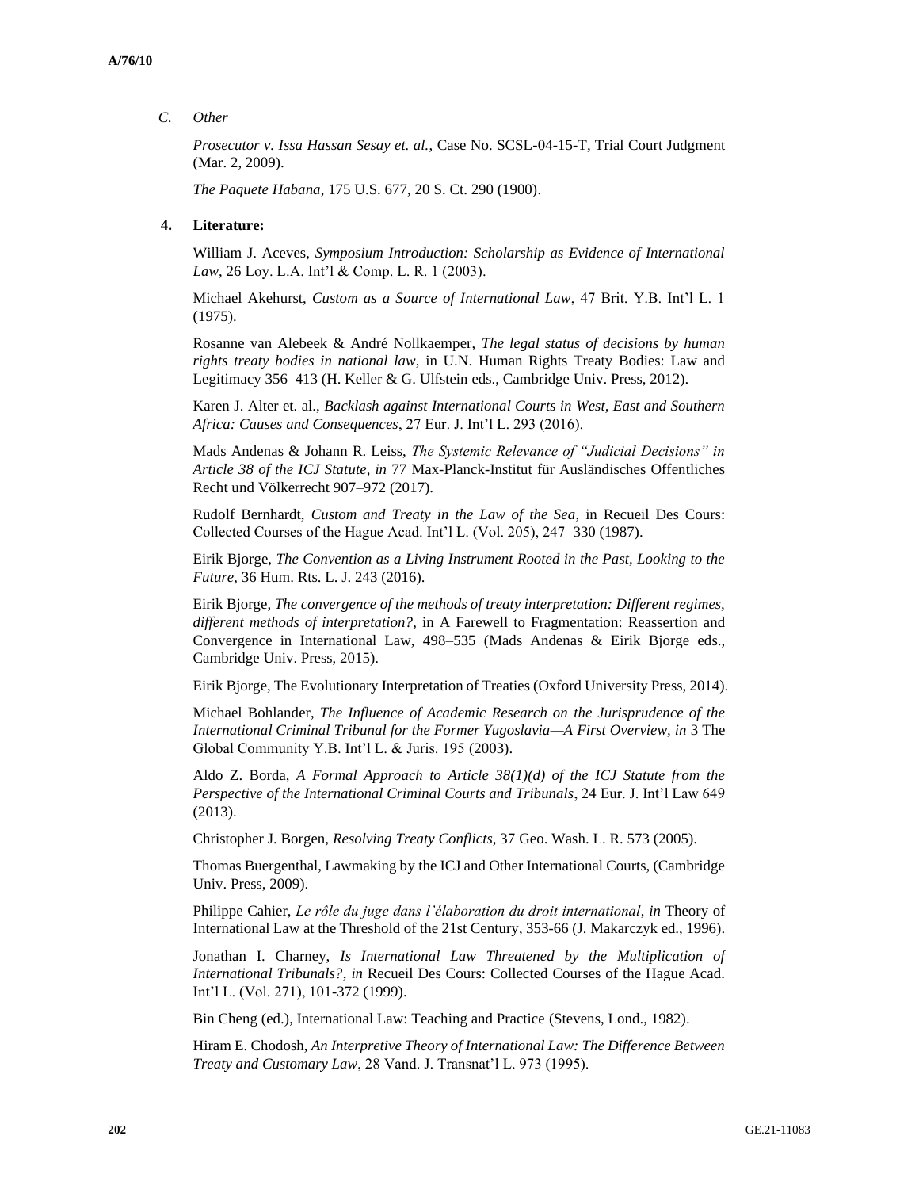*C. Other*

*Prosecutor v. Issa Hassan Sesay et. al.*, Case No. SCSL-04-15-T, Trial Court Judgment (Mar. 2, 2009).

*The Paquete Habana*, 175 U.S. 677, 20 S. Ct. 290 (1900).

**4. Literature:**

William J. Aceves, *Symposium Introduction: Scholarship as Evidence of International Law*, 26 Loy. L.A. Int'l & Comp. L. R. 1 (2003).

Michael Akehurst, *Custom as a Source of International Law*, 47 Brit. Y.B. Int'l L. 1 (1975).

Rosanne van Alebeek & André Nollkaemper, *The legal status of decisions by human rights treaty bodies in national law*, in U.N. Human Rights Treaty Bodies: Law and Legitimacy 356–413 (H. Keller & G. Ulfstein eds., Cambridge Univ. Press, 2012).

Karen J. Alter et. al., *Backlash against International Courts in West, East and Southern Africa: Causes and Consequences*, 27 Eur. J. Int'l L. 293 (2016).

Mads Andenas & Johann R. Leiss, *The Systemic Relevance of "Judicial Decisions" in Article 38 of the ICJ Statute*, *in* 77 Max-Planck-Institut für Ausländisches Offentliches Recht und Völkerrecht 907–972 (2017).

Rudolf Bernhardt, *Custom and Treaty in the Law of the Sea*, in Recueil Des Cours: Collected Courses of the Hague Acad. Int'l L. (Vol. 205), 247–330 (1987).

Eirik Bjorge, *The Convention as a Living Instrument Rooted in the Past, Looking to the Future*, 36 Hum. Rts. L. J. 243 (2016).

Eirik Bjorge, *The convergence of the methods of treaty interpretation: Different regimes, different methods of interpretation?*, in A Farewell to Fragmentation: Reassertion and Convergence in International Law, 498–535 (Mads Andenas & Eirik Bjorge eds., Cambridge Univ. Press, 2015).

Eirik Bjorge, The Evolutionary Interpretation of Treaties (Oxford University Press, 2014).

Michael Bohlander, *The Influence of Academic Research on the Jurisprudence of the International Criminal Tribunal for the Former Yugoslavia—A First Overview*, *in* 3 The Global Community Y.B. Int'l L. & Juris. 195 (2003).

Aldo Z. Borda, *A Formal Approach to Article 38(1)(d) of the ICJ Statute from the Perspective of the International Criminal Courts and Tribunals*, 24 Eur. J. Int'l Law 649 (2013).

Christopher J. Borgen, *Resolving Treaty Conflicts*, 37 Geo. Wash. L. R. 573 (2005).

Thomas Buergenthal, Lawmaking by the ICJ and Other International Courts, (Cambridge Univ. Press, 2009).

Philippe Cahier, *Le rôle du juge dans l'élaboration du droit international*, *in* Theory of International Law at the Threshold of the 21st Century, 353-66 (J. Makarczyk ed., 1996).

Jonathan I. Charney, *Is International Law Threatened by the Multiplication of International Tribunals?*, *in* Recueil Des Cours: Collected Courses of the Hague Acad. Int'l L. (Vol. 271), 101-372 (1999).

Bin Cheng (ed.), International Law: Teaching and Practice (Stevens, Lond., 1982).

Hiram E. Chodosh, *An Interpretive Theory of International Law: The Difference Between Treaty and Customary Law*, 28 Vand. J. Transnat'l L. 973 (1995).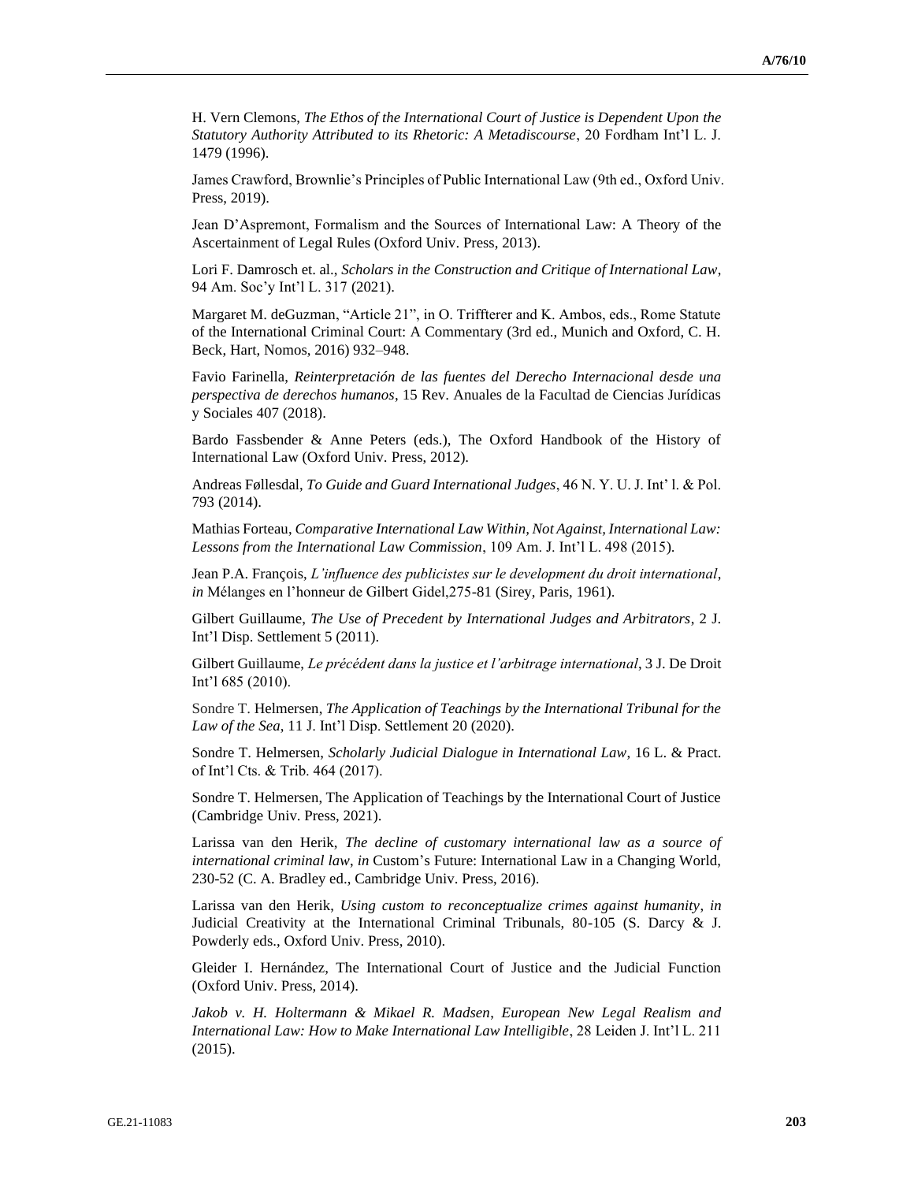H. Vern Clemons, *The Ethos of the International Court of Justice is Dependent Upon the Statutory Authority Attributed to its Rhetoric: A Metadiscourse*, 20 Fordham Int'l L. J. 1479 (1996).

James Crawford, Brownlie's Principles of Public International Law (9th ed., Oxford Univ. Press, 2019).

Jean D'Aspremont, Formalism and the Sources of International Law: A Theory of the Ascertainment of Legal Rules (Oxford Univ. Press, 2013).

Lori F. Damrosch et. al., *Scholars in the Construction and Critique of International Law*, 94 Am. Soc'y Int'l L. 317 (2021).

Margaret M. deGuzman, "Article 21", in O. Triffterer and K. Ambos, eds., Rome Statute of the International Criminal Court: A Commentary (3rd ed., Munich and Oxford, C. H. Beck, Hart, Nomos, 2016) 932–948.

Favio Farinella, *Reinterpretación de las fuentes del Derecho Internacional desde una perspectiva de derechos humanos*, 15 Rev. Anuales de la Facultad de Ciencias Jurídicas y Sociales 407 (2018).

Bardo Fassbender & Anne Peters (eds.), The Oxford Handbook of the History of International Law (Oxford Univ. Press, 2012).

Andreas Føllesdal, *To Guide and Guard International Judges*, 46 N. Y. U. J. Int' l. & Pol. 793 (2014).

Mathias Forteau, *Comparative International Law Within, Not Against, International Law: Lessons from the International Law Commission*, 109 Am. J. Int'l L. 498 (2015).

Jean P.A. François, *L'influence des publicistes sur le development du droit international*, *in* Mélanges en l'honneur de Gilbert Gidel,275-81 (Sirey, Paris, 1961).

Gilbert Guillaume, *The Use of Precedent by International Judges and Arbitrators*, 2 J. Int'l Disp. Settlement 5 (2011).

Gilbert Guillaume, *Le précédent dans la justice et l'arbitrage international*, 3 J. De Droit Int'l 685 (2010).

Sondre T. Helmersen, *The Application of Teachings by the International Tribunal for the Law of the Sea*, 11 J. Int'l Disp. Settlement 20 (2020).

Sondre T. Helmersen, *Scholarly Judicial Dialogue in International Law*, 16 L. & Pract. of Int'l Cts. & Trib. 464 (2017).

Sondre T. Helmersen, The Application of Teachings by the International Court of Justice (Cambridge Univ. Press, 2021).

Larissa van den Herik, *The decline of customary international law as a source of international criminal law*, *in* Custom's Future: International Law in a Changing World, 230-52 (C. A. Bradley ed., Cambridge Univ. Press, 2016).

Larissa van den Herik, *Using custom to reconceptualize crimes against humanity*, *in* Judicial Creativity at the International Criminal Tribunals, 80-105 (S. Darcy & J. Powderly eds., Oxford Univ. Press, 2010).

Gleider I. Hernández, The International Court of Justice and the Judicial Function (Oxford Univ. Press, 2014).

*Jakob v. H. Holtermann & Mikael R. Madsen*, *European New Legal Realism and International Law: How to Make International Law Intelligible*, 28 Leiden J. Int'l L. 211 (2015).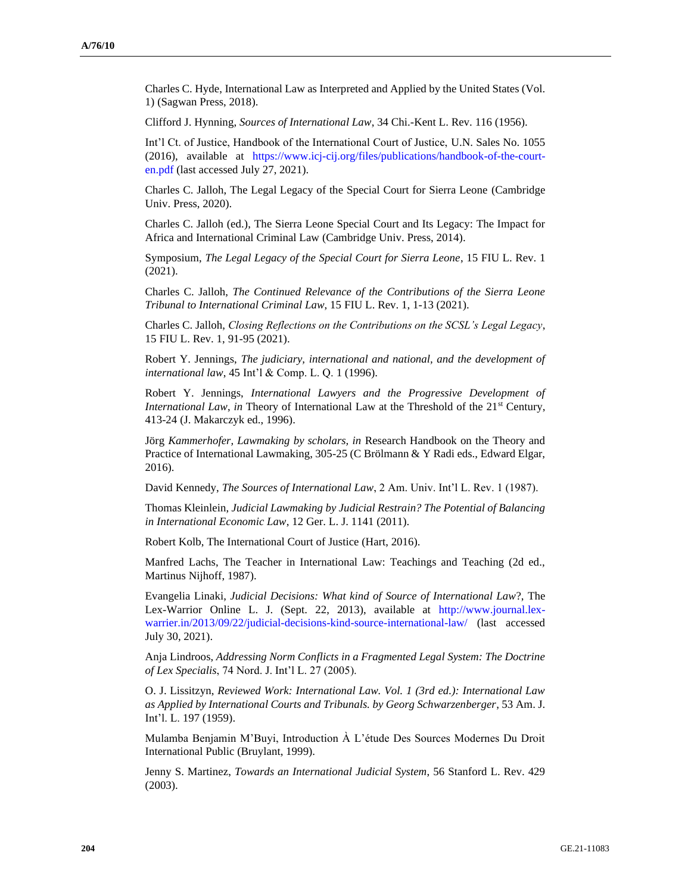Charles C. Hyde, International Law as Interpreted and Applied by the United States (Vol. 1) (Sagwan Press, 2018).

Clifford J. Hynning, *Sources of International Law*, 34 Chi.-Kent L. Rev. 116 (1956).

Int'l Ct. of Justice, Handbook of the International Court of Justice, U.N. Sales No. 1055 (2016), available at https://www.icj-cij.org/files/publications/handbook-of-the-court-en.pdf (last accessed July 27, 2021).

Charles C. Jalloh, The Legal Legacy of the Special Court for Sierra Leone (Cambridge Univ. Press, 2020).

Charles C. Jalloh (ed.), The Sierra Leone Special Court and Its Legacy: The Impact for Africa and International Criminal Law (Cambridge Univ. Press, 2014).

Symposium, *The Legal Legacy of the Special Court for Sierra Leone*, 15 FIU L. Rev. 1 (2021).

Charles C. Jalloh, *The Continued Relevance of the Contributions of the Sierra Leone Tribunal to International Criminal Law*, 15 FIU L. Rev. 1, 1-13 (2021).

Charles C. Jalloh, *Closing Reflections on the Contributions on the SCSL's Legal Legacy*, 15 FIU L. Rev. 1, 91-95 (2021).

Robert Y. Jennings, *The judiciary, international and national, and the development of international law*, 45 Int'l & Comp. L. Q. 1 (1996).

Robert Y. Jennings, *International Lawyers and the Progressive Development of International Law*, *in* Theory of International Law at the Threshold of the 21st Century, 413-24 (J. Makarczyk ed., 1996).

Jörg *Kammerhofer, Lawmaking by scholars, in* Research Handbook on the Theory and Practice of International Lawmaking, 305-25 (C Brölmann & Y Radi eds., Edward Elgar, 2016).

David Kennedy, *The Sources of International Law*, 2 Am. Univ. Int'l L. Rev. 1 (1987).

Thomas Kleinlein, *Judicial Lawmaking by Judicial Restrain? The Potential of Balancing in International Economic Law*, 12 Ger. L. J. 1141 (2011).

Robert Kolb, The International Court of Justice (Hart, 2016).

Manfred Lachs, The Teacher in International Law: Teachings and Teaching (2d ed., Martinus Nijhoff, 1987).

Evangelia Linaki, *Judicial Decisions: What kind of Source of International Law*?, The Lex-Warrior Online L. J. (Sept. 22, 2013), available at http://www.journal.lex-warrier.in/2013/09/22/judicial-decisions-kind-source-international-law/ (last accessed July 30, 2021).

Anja Lindroos, *Addressing Norm Conflicts in a Fragmented Legal System: The Doctrine of Lex Specialis*, 74 Nord. J. Int'l L. 27 (2005).

O. J. Lissitzyn, *Reviewed Work: International Law. Vol. 1 (3rd ed.): International Law as Applied by International Courts and Tribunals. by Georg Schwarzenberger*, 53 Am. J. Int'l. L. 197 (1959).

Mulamba Benjamin M'Buyi, Introduction À L'étude Des Sources Modernes Du Droit International Public (Bruylant, 1999).

Jenny S. Martinez, *Towards an International Judicial System*, 56 Stanford L. Rev. 429 (2003).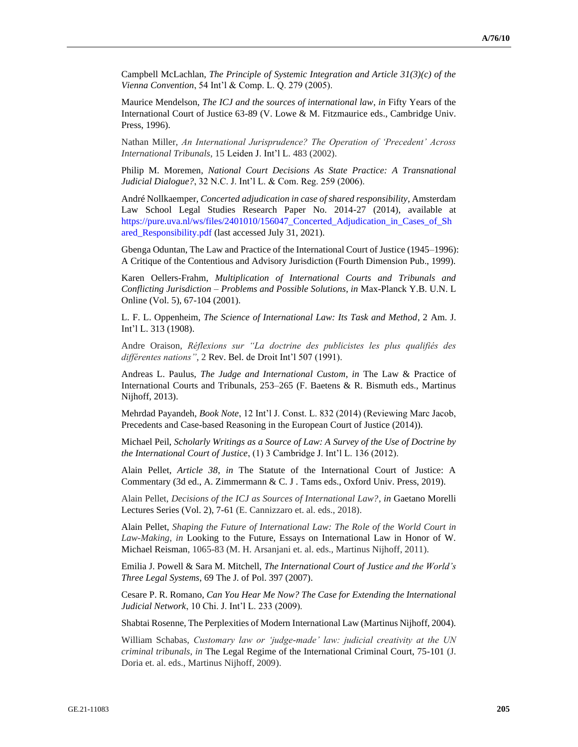Campbell McLachlan, *The Principle of Systemic Integration and Article 31(3)(c) of the Vienna Convention*, 54 Int'l & Comp. L. Q. 279 (2005).

Maurice Mendelson, *The ICJ and the sources of international law*, *in* Fifty Years of the International Court of Justice 63-89 (V. Lowe & M. Fitzmaurice eds., Cambridge Univ. Press, 1996).

Nathan Miller, *An International Jurisprudence? The Operation of 'Precedent' Across International Tribunals*, 15 Leiden J. Int'l L. 483 (2002).

Philip M. Moremen, *National Court Decisions As State Practice: A Transnational Judicial Dialogue?*, 32 N.C. J. Int'l L. & Com. Reg. 259 (2006).

André Nollkaemper, *Concerted adjudication in case of shared responsibility*, Amsterdam Law School Legal Studies Research Paper No. 2014-27 (2014), available at https://pure.uva.nl/ws/files/2401010/156047_Concerted_Adjudication_in_Cases_of_Shared_Responsibility.pdf (last accessed July 31, 2021).

Gbenga Oduntan, The Law and Practice of the International Court of Justice (1945–1996): A Critique of the Contentious and Advisory Jurisdiction (Fourth Dimension Pub., 1999).

Karen Oellers-Frahm, *Multiplication of International Courts and Tribunals and Conflicting Jurisdiction – Problems and Possible Solutions*, *in* Max-Planck Y.B. U.N. L Online (Vol. 5), 67-104 (2001).

L. F. L. Oppenheim, *The Science of International Law: Its Task and Method*, 2 Am. J. Int'l L. 313 (1908).

Andre Oraison, *Réflexions sur "La doctrine des publicistes les plus qualifiés des différentes nations"*, 2 Rev. Bel. de Droit Int'l 507 (1991).

Andreas L. Paulus, *The Judge and International Custom*, *in* The Law & Practice of International Courts and Tribunals, 253–265 (F. Baetens & R. Bismuth eds., Martinus Nijhoff, 2013).

Mehrdad Payandeh, *Book Note*, 12 Int'l J. Const. L. 832 (2014) (Reviewing Marc Jacob, Precedents and Case-based Reasoning in the European Court of Justice (2014)).

Michael Peil, *Scholarly Writings as a Source of Law: A Survey of the Use of Doctrine by the International Court of Justice*, (1) 3 Cambridge J. Int'l L. 136 (2012).

Alain Pellet, *Article 38*, *in* The Statute of the International Court of Justice: A Commentary (3d ed., A. Zimmermann & C. J . Tams eds., Oxford Univ. Press, 2019).

Alain Pellet, *Decisions of the ICJ as Sources of International Law?*, *in* Gaetano Morelli Lectures Series (Vol. 2), 7-61 (E. Cannizzaro et. al. eds., 2018).

Alain Pellet, *Shaping the Future of International Law: The Role of the World Court in Law-Making*, *in* Looking to the Future, Essays on International Law in Honor of W. Michael Reisman, 1065-83 (M. H. Arsanjani et. al. eds., Martinus Nijhoff, 2011).

Emilia J. Powell & Sara M. Mitchell, *The International Court of Justice and the World's Three Legal Systems*, 69 The J. of Pol. 397 (2007).

Cesare P. R. Romano, *Can You Hear Me Now? The Case for Extending the International Judicial Network*, 10 Chi. J. Int'l L. 233 (2009).

Shabtai Rosenne, The Perplexities of Modern International Law (Martinus Nijhoff, 2004).

William Schabas, *Customary law or 'judge-made' law: judicial creativity at the UN criminal tribunals*, *in* The Legal Regime of the International Criminal Court, 75-101 (J. Doria et. al. eds., Martinus Nijhoff, 2009).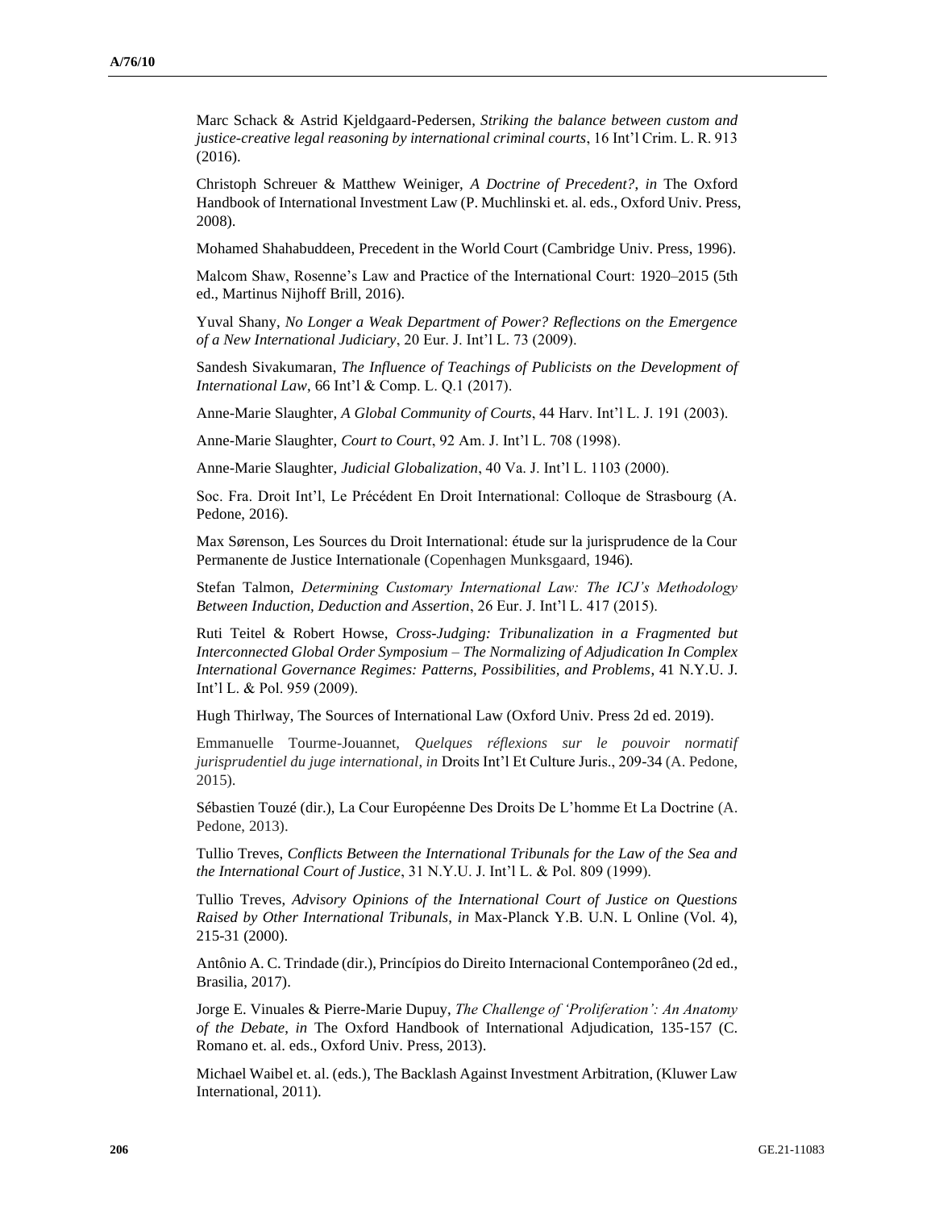Marc Schack & Astrid Kjeldgaard-Pedersen, *Striking the balance between custom and justice-creative legal reasoning by international criminal courts*, 16 Int'l Crim. L. R. 913 (2016).

Christoph Schreuer & Matthew Weiniger, *A Doctrine of Precedent?*, *in* The Oxford Handbook of International Investment Law (P. Muchlinski et. al. eds., Oxford Univ. Press, 2008).

Mohamed Shahabuddeen, Precedent in the World Court (Cambridge Univ. Press, 1996).

Malcom Shaw, Rosenne's Law and Practice of the International Court: 1920–2015 (5th ed., Martinus Nijhoff Brill, 2016).

Yuval Shany, *No Longer a Weak Department of Power? Reflections on the Emergence of a New International Judiciary*, 20 Eur. J. Int'l L. 73 (2009).

Sandesh Sivakumaran, *The Influence of Teachings of Publicists on the Development of International Law*, 66 Int'l & Comp. L. Q.1 (2017).

Anne-Marie Slaughter, *A Global Community of Courts*, 44 Harv. Int'l L. J. 191 (2003).

Anne-Marie Slaughter, *Court to Court*, 92 Am. J. Int'l L. 708 (1998).

Anne-Marie Slaughter, *Judicial Globalization*, 40 Va. J. Int'l L. 1103 (2000).

Soc. Fra. Droit Int'l, Le Précédent En Droit International: Colloque de Strasbourg (A. Pedone, 2016).

Max Sørenson, Les Sources du Droit International: étude sur la jurisprudence de la Cour Permanente de Justice Internationale (Copenhagen Munksgaard, 1946).

Stefan Talmon, *Determining Customary International Law: The ICJ's Methodology Between Induction, Deduction and Assertion*, 26 Eur. J. Int'l L. 417 (2015).

Ruti Teitel & Robert Howse, *Cross-Judging: Tribunalization in a Fragmented but Interconnected Global Order Symposium – The Normalizing of Adjudication In Complex International Governance Regimes: Patterns, Possibilities, and Problems*, 41 N.Y.U. J. Int'l L. & Pol. 959 (2009).

Hugh Thirlway, The Sources of International Law (Oxford Univ. Press 2d ed. 2019).

Emmanuelle Tourme-Jouannet, *Quelques réflexions sur le pouvoir normatif jurisprudentiel du juge international*, *in* Droits Int'l Et Culture Juris., 209-34 (A. Pedone, 2015).

Sébastien Touzé (dir.), La Cour Européenne Des Droits De L'homme Et La Doctrine (A. Pedone, 2013).

Tullio Treves, *Conflicts Between the International Tribunals for the Law of the Sea and the International Court of Justice*, 31 N.Y.U. J. Int'l L. & Pol. 809 (1999).

Tullio Treves, *Advisory Opinions of the International Court of Justice on Questions Raised by Other International Tribunals*, *in* Max-Planck Y.B. U.N. L Online (Vol. 4), 215-31 (2000).

Antônio A. C. Trindade (dir.), Princípios do Direito Internacional Contemporâneo (2d ed., Brasilia, 2017).

Jorge E. Vinuales & Pierre-Marie Dupuy, *The Challenge of 'Proliferation': An Anatomy of the Debate*, *in* The Oxford Handbook of International Adjudication, 135-157 (C. Romano et. al. eds., Oxford Univ. Press, 2013).

Michael Waibel et. al. (eds.), The Backlash Against Investment Arbitration, (Kluwer Law International, 2011).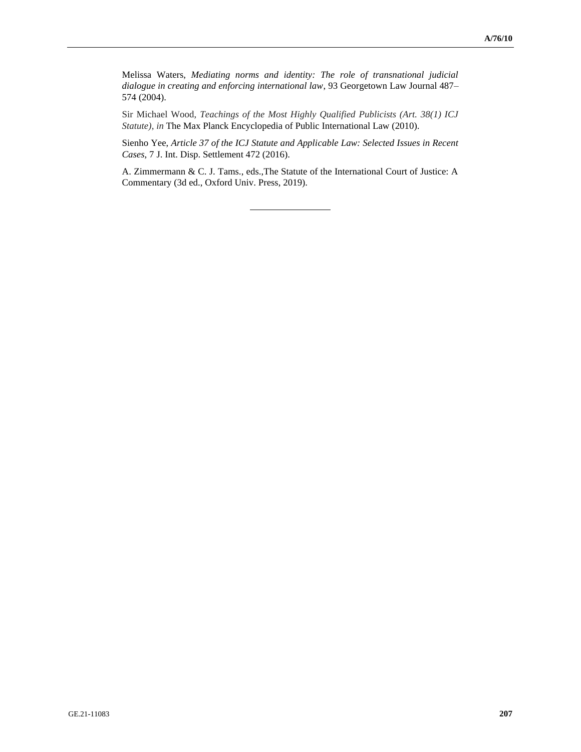Melissa Waters, *Mediating norms and identity: The role of transnational judicial dialogue in creating and enforcing international law*, 93 Georgetown Law Journal 487–574 (2004).

Sir Michael Wood, *Teachings of the Most Highly Qualified Publicists (Art. 38(1) ICJ Statute), in* The Max Planck Encyclopedia of Public International Law (2010).

Sienho Yee, *Article 37 of the ICJ Statute and Applicable Law: Selected Issues in Recent Cases*, 7 J. Int. Disp. Settlement 472 (2016).

A. Zimmermann & C. J. Tams., eds.,The Statute of the International Court of Justice: A Commentary (3d ed., Oxford Univ. Press, 2019).